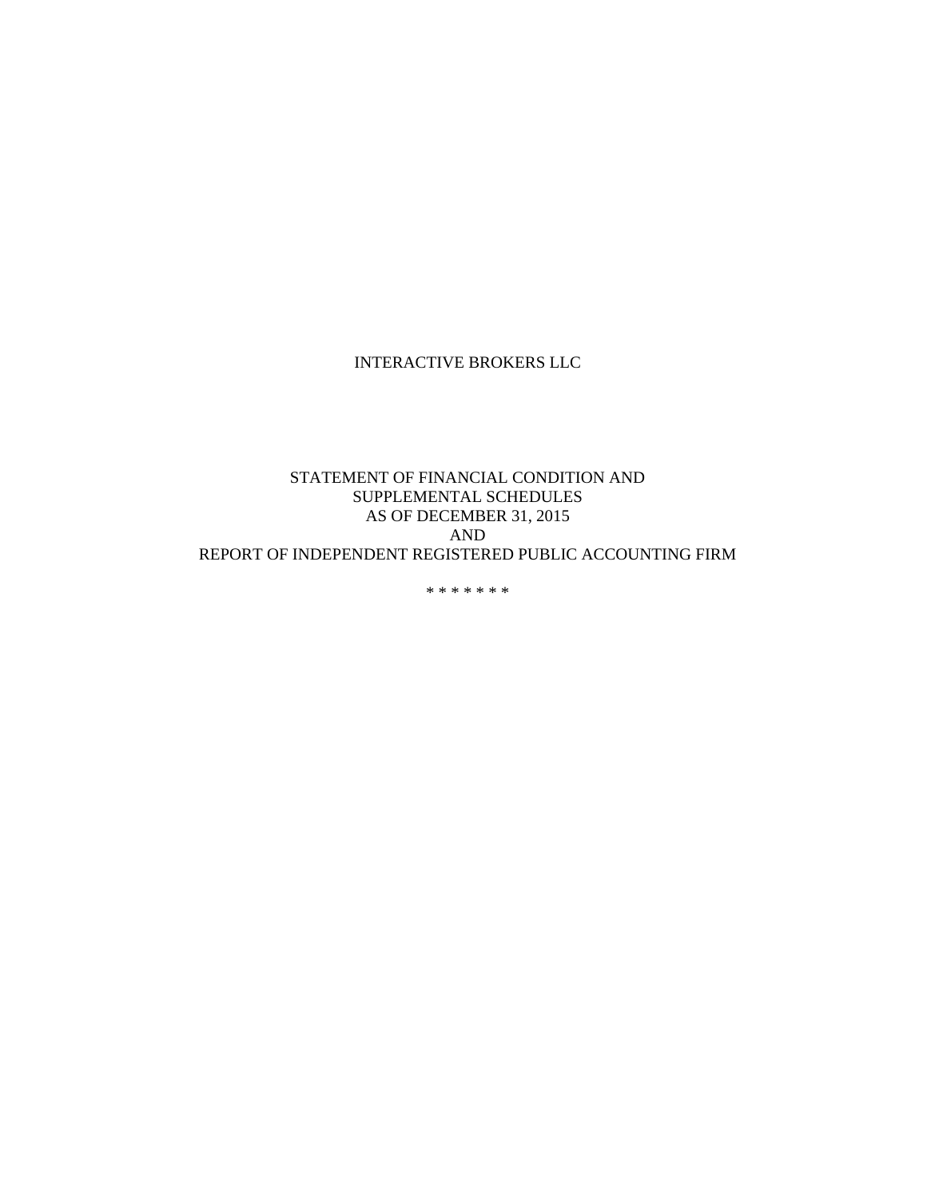# INTERACTIVE BROKERS LLC

## STATEMENT OF FINANCIAL CONDITION AND SUPPLEMENTAL SCHEDULES AS OF DECEMBER 31, 2015 AND REPORT OF INDEPENDENT REGISTERED PUBLIC ACCOUNTING FIRM

* * * * * * *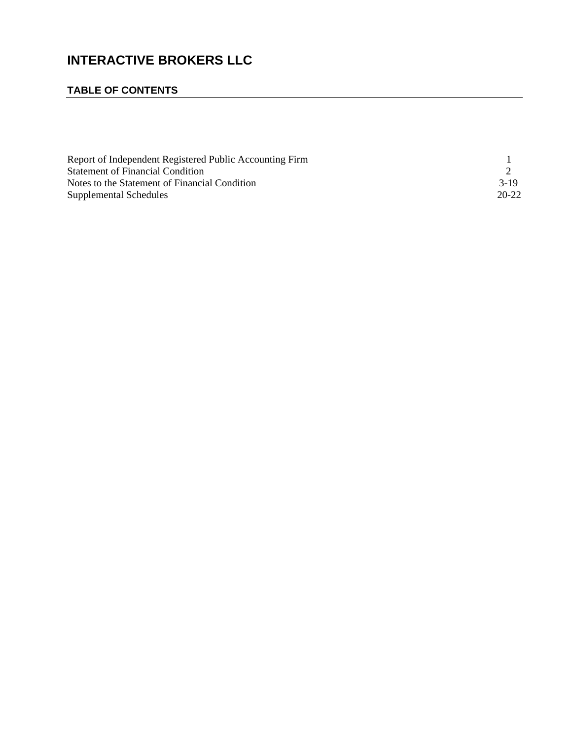# INTERACTIVE BROKERS LLC

## TABLE OF CONTENTS

| | |
|---|---|
| Report of Independent Registered Public Accounting Firm | 1 |
| Statement of Financial Condition | 2 |
| Notes to the Statement of Financial Condition | 3-19 |
| Supplemental Schedules | 20-22 |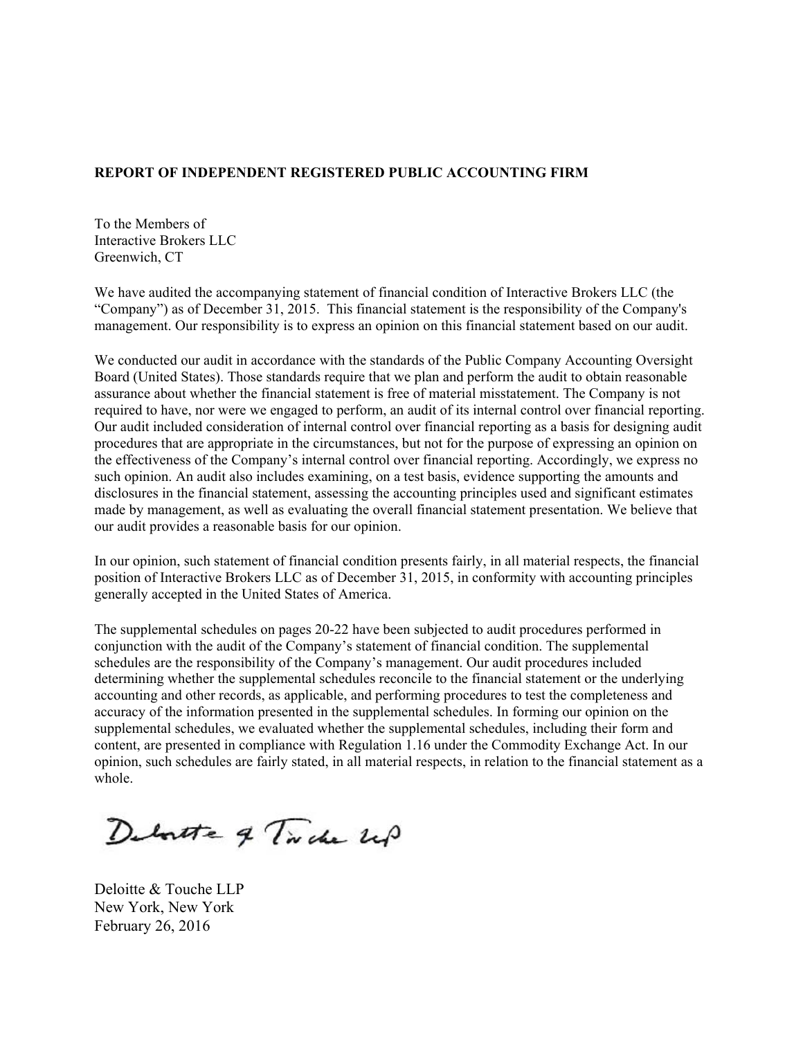**REPORT OF INDEPENDENT REGISTERED PUBLIC ACCOUNTING FIRM**

To the Members of
Interactive Brokers LLC
Greenwich, CT

We have audited the accompanying statement of financial condition of Interactive Brokers LLC (the "Company") as of December 31, 2015. This financial statement is the responsibility of the Company's management. Our responsibility is to express an opinion on this financial statement based on our audit.

We conducted our audit in accordance with the standards of the Public Company Accounting Oversight Board (United States). Those standards require that we plan and perform the audit to obtain reasonable assurance about whether the financial statement is free of material misstatement. The Company is not required to have, nor were we engaged to perform, an audit of its internal control over financial reporting. Our audit included consideration of internal control over financial reporting as a basis for designing audit procedures that are appropriate in the circumstances, but not for the purpose of expressing an opinion on the effectiveness of the Company's internal control over financial reporting. Accordingly, we express no such opinion. An audit also includes examining, on a test basis, evidence supporting the amounts and disclosures in the financial statement, assessing the accounting principles used and significant estimates made by management, as well as evaluating the overall financial statement presentation. We believe that our audit provides a reasonable basis for our opinion.

In our opinion, such statement of financial condition presents fairly, in all material respects, the financial position of Interactive Brokers LLC as of December 31, 2015, in conformity with accounting principles generally accepted in the United States of America.

The supplemental schedules on pages 20-22 have been subjected to audit procedures performed in conjunction with the audit of the Company's statement of financial condition. The supplemental schedules are the responsibility of the Company's management. Our audit procedures included determining whether the supplemental schedules reconcile to the financial statement or the underlying accounting and other records, as applicable, and performing procedures to test the completeness and accuracy of the information presented in the supplemental schedules. In forming our opinion on the supplemental schedules, we evaluated whether the supplemental schedules, including their form and content, are presented in compliance with Regulation 1.16 under the Commodity Exchange Act. In our opinion, such schedules are fairly stated, in all material respects, in relation to the financial statement as a whole.

Deloitte & Touche LLP
New York, New York
February 26, 2016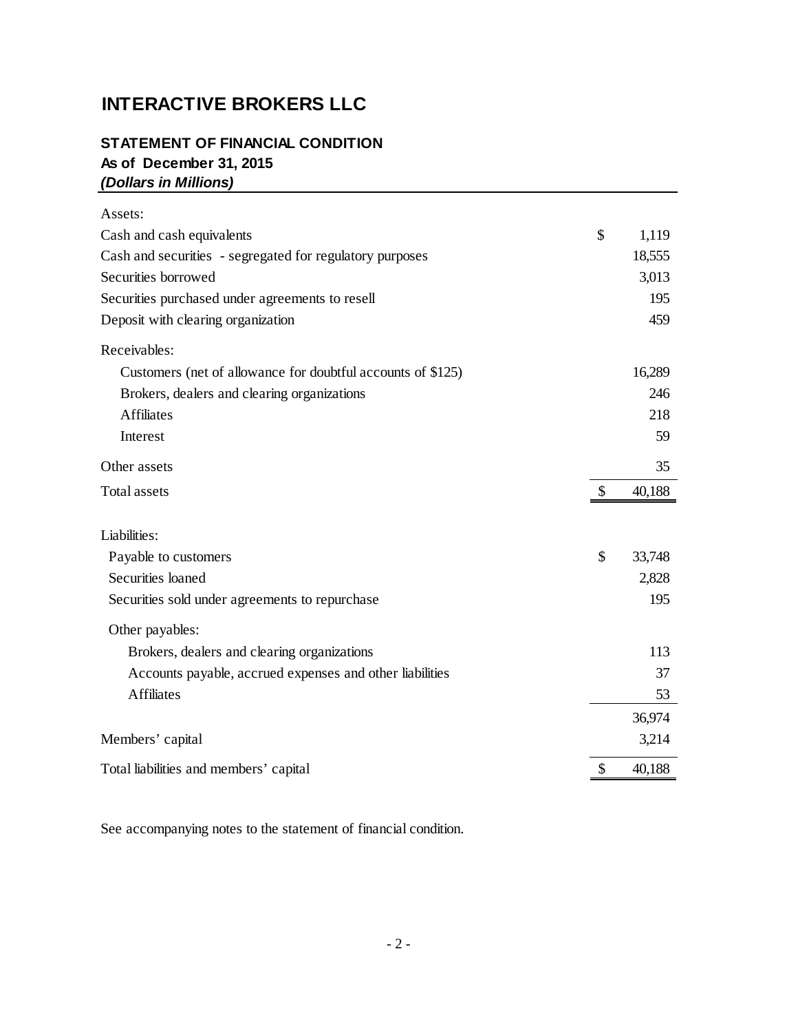# INTERACTIVE BROKERS LLC

## STATEMENT OF FINANCIAL CONDITION

**As of December 31, 2015**

***(Dollars in Millions)***

| | | |
|---|---|---|
| Assets: | | |
| Cash and cash equivalents | $ | 1,119 |
| Cash and securities - segregated for regulatory purposes | | 18,555 |
| Securities borrowed | | 3,013 |
| Securities purchased under agreements to resell | | 195 |
| Deposit with clearing organization | | 459 |
| Receivables: | | |
| Customers (net of allowance for doubtful accounts of $125) | | 16,289 |
| Brokers, dealers and clearing organizations | | 246 |
| Affiliates | | 218 |
| Interest | | 59 |
| Other assets | | 35 |
| Total assets | $ | 40,188 |
| | | |
| Liabilities: | | |
| Payable to customers | $ | 33,748 |
| Securities loaned | | 2,828 |
| Securities sold under agreements to repurchase | | 195 |
| Other payables: | | |
| Brokers, dealers and clearing organizations | | 113 |
| Accounts payable, accrued expenses and other liabilities | | 37 |
| Affiliates | | 53 |
| | | 36,974 |
| Members' capital | | 3,214 |
| Total liabilities and members' capital | $ | 40,188 |

See accompanying notes to the statement of financial condition.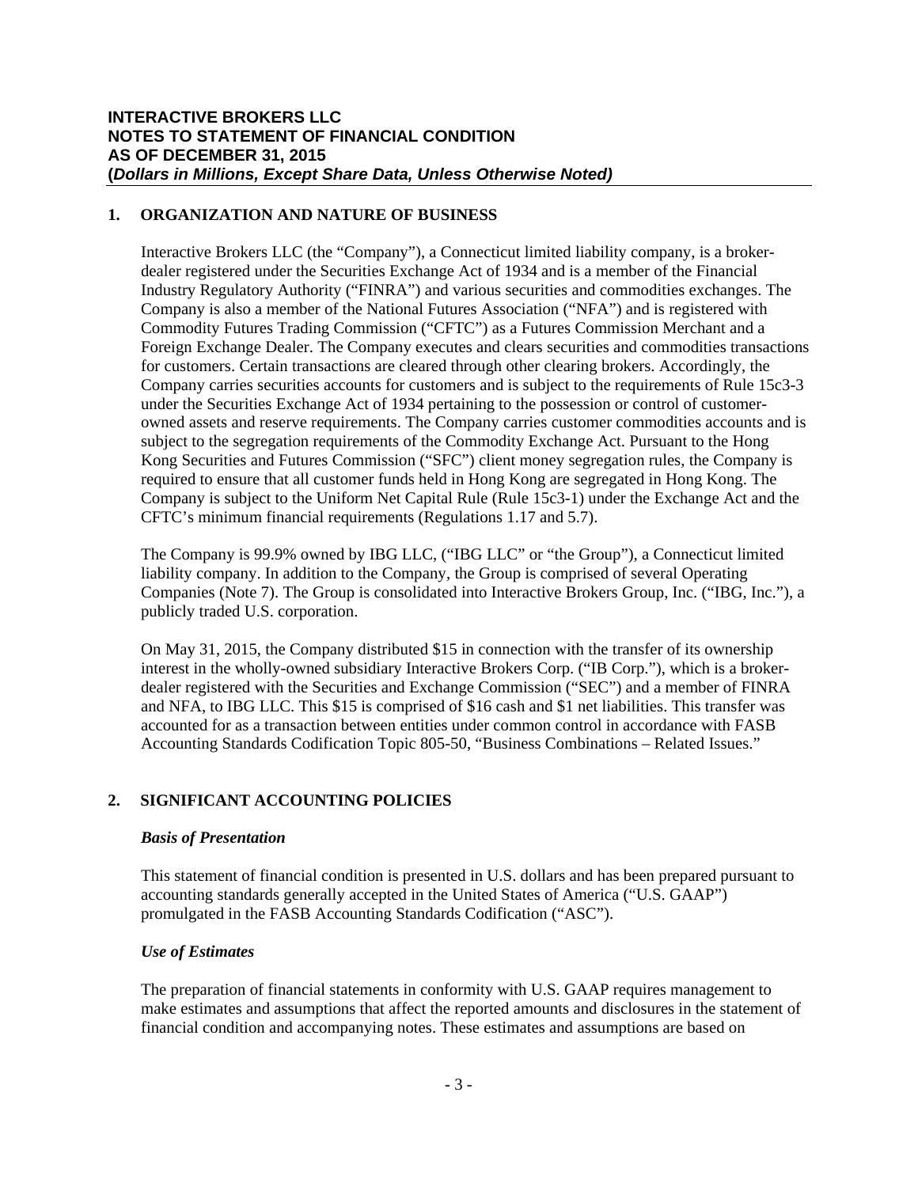**INTERACTIVE BROKERS LLC**
**NOTES TO STATEMENT OF FINANCIAL CONDITION**
**AS OF DECEMBER 31, 2015**
**(*Dollars in Millions, Except Share Data, Unless Otherwise Noted)***

## 1. ORGANIZATION AND NATURE OF BUSINESS

Interactive Brokers LLC (the "Company"), a Connecticut limited liability company, is a broker-dealer registered under the Securities Exchange Act of 1934 and is a member of the Financial Industry Regulatory Authority ("FINRA") and various securities and commodities exchanges. The Company is also a member of the National Futures Association ("NFA") and is registered with Commodity Futures Trading Commission ("CFTC") as a Futures Commission Merchant and a Foreign Exchange Dealer. The Company executes and clears securities and commodities transactions for customers. Certain transactions are cleared through other clearing brokers. Accordingly, the Company carries securities accounts for customers and is subject to the requirements of Rule 15c3-3 under the Securities Exchange Act of 1934 pertaining to the possession or control of customer-owned assets and reserve requirements. The Company carries customer commodities accounts and is subject to the segregation requirements of the Commodity Exchange Act. Pursuant to the Hong Kong Securities and Futures Commission ("SFC") client money segregation rules, the Company is required to ensure that all customer funds held in Hong Kong are segregated in Hong Kong. The Company is subject to the Uniform Net Capital Rule (Rule 15c3-1) under the Exchange Act and the CFTC's minimum financial requirements (Regulations 1.17 and 5.7).

The Company is 99.9% owned by IBG LLC, ("IBG LLC" or "the Group"), a Connecticut limited liability company. In addition to the Company, the Group is comprised of several Operating Companies (Note 7). The Group is consolidated into Interactive Brokers Group, Inc. ("IBG, Inc."), a publicly traded U.S. corporation.

On May 31, 2015, the Company distributed $15 in connection with the transfer of its ownership interest in the wholly-owned subsidiary Interactive Brokers Corp. ("IB Corp."), which is a broker-dealer registered with the Securities and Exchange Commission ("SEC") and a member of FINRA and NFA, to IBG LLC. This $15 is comprised of $16 cash and $1 net liabilities. This transfer was accounted for as a transaction between entities under common control in accordance with FASB Accounting Standards Codification Topic 805-50, "Business Combinations – Related Issues."

## 2. SIGNIFICANT ACCOUNTING POLICIES

### *Basis of Presentation*

This statement of financial condition is presented in U.S. dollars and has been prepared pursuant to accounting standards generally accepted in the United States of America ("U.S. GAAP") promulgated in the FASB Accounting Standards Codification ("ASC").

### *Use of Estimates*

The preparation of financial statements in conformity with U.S. GAAP requires management to make estimates and assumptions that affect the reported amounts and disclosures in the statement of financial condition and accompanying notes. These estimates and assumptions are based on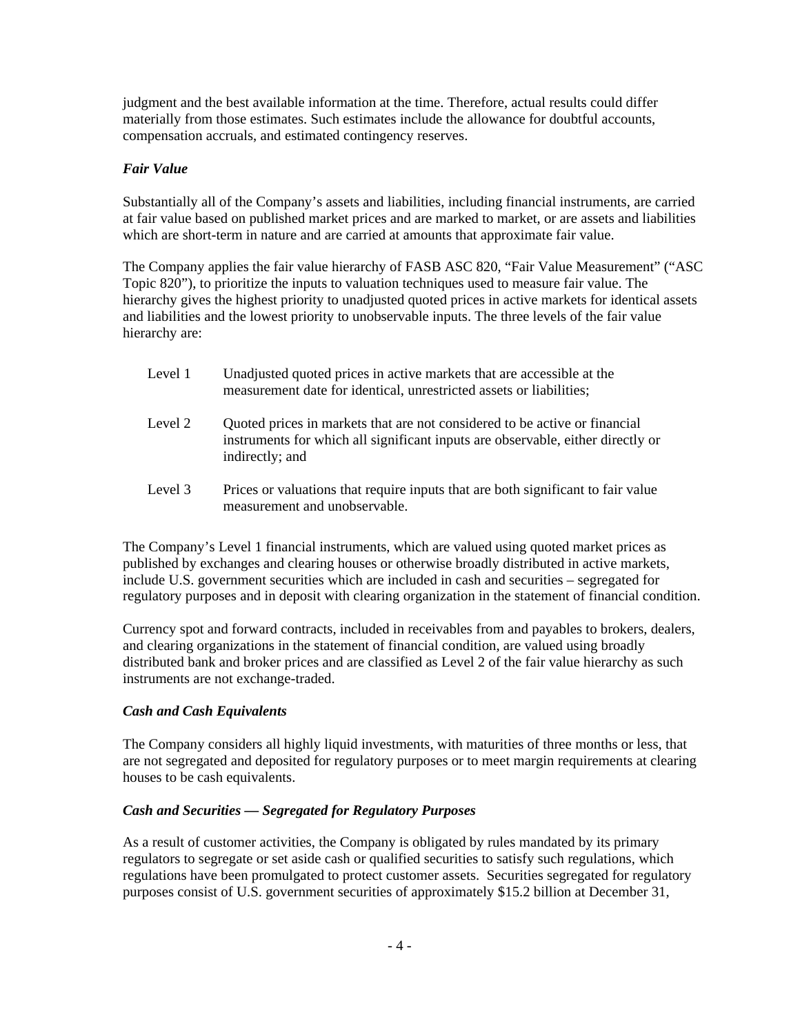judgment and the best available information at the time. Therefore, actual results could differ materially from those estimates. Such estimates include the allowance for doubtful accounts, compensation accruals, and estimated contingency reserves.

***Fair Value***

Substantially all of the Company's assets and liabilities, including financial instruments, are carried at fair value based on published market prices and are marked to market, or are assets and liabilities which are short-term in nature and are carried at amounts that approximate fair value.

The Company applies the fair value hierarchy of FASB ASC 820, "Fair Value Measurement" ("ASC Topic 820"), to prioritize the inputs to valuation techniques used to measure fair value. The hierarchy gives the highest priority to unadjusted quoted prices in active markets for identical assets and liabilities and the lowest priority to unobservable inputs. The three levels of the fair value hierarchy are:

| | |
|---|---|
| Level 1 | Unadjusted quoted prices in active markets that are accessible at the measurement date for identical, unrestricted assets or liabilities; |
| Level 2 | Quoted prices in markets that are not considered to be active or financial instruments for which all significant inputs are observable, either directly or indirectly; and |
| Level 3 | Prices or valuations that require inputs that are both significant to fair value measurement and unobservable. |

The Company's Level 1 financial instruments, which are valued using quoted market prices as published by exchanges and clearing houses or otherwise broadly distributed in active markets, include U.S. government securities which are included in cash and securities – segregated for regulatory purposes and in deposit with clearing organization in the statement of financial condition.

Currency spot and forward contracts, included in receivables from and payables to brokers, dealers, and clearing organizations in the statement of financial condition, are valued using broadly distributed bank and broker prices and are classified as Level 2 of the fair value hierarchy as such instruments are not exchange-traded.

***Cash and Cash Equivalents***

The Company considers all highly liquid investments, with maturities of three months or less, that are not segregated and deposited for regulatory purposes or to meet margin requirements at clearing houses to be cash equivalents.

***Cash and Securities — Segregated for Regulatory Purposes***

As a result of customer activities, the Company is obligated by rules mandated by its primary regulators to segregate or set aside cash or qualified securities to satisfy such regulations, which regulations have been promulgated to protect customer assets. Securities segregated for regulatory purposes consist of U.S. government securities of approximately $15.2 billion at December 31,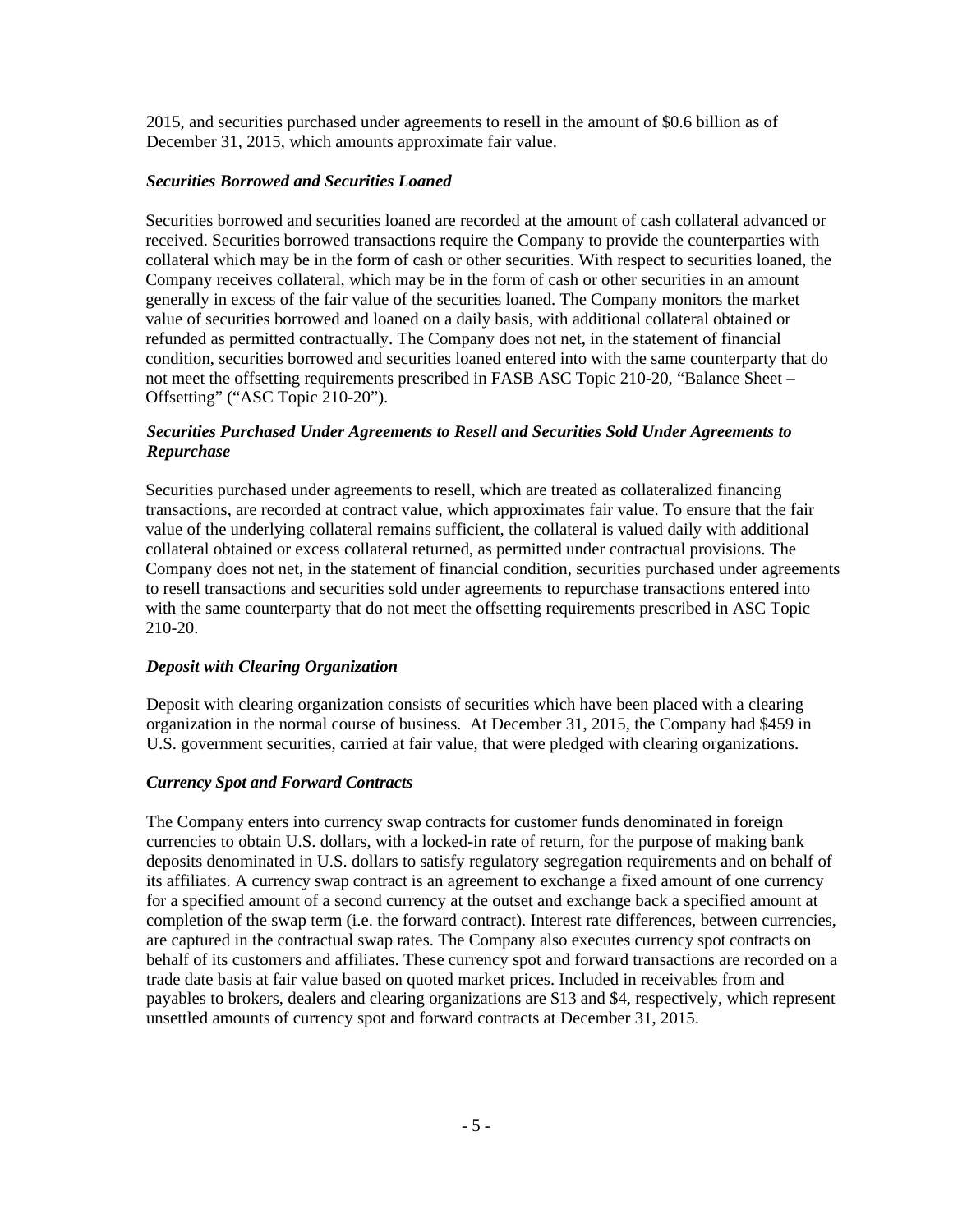2015, and securities purchased under agreements to resell in the amount of $0.6 billion as of December 31, 2015, which amounts approximate fair value.

### *Securities Borrowed and Securities Loaned*

Securities borrowed and securities loaned are recorded at the amount of cash collateral advanced or received. Securities borrowed transactions require the Company to provide the counterparties with collateral which may be in the form of cash or other securities. With respect to securities loaned, the Company receives collateral, which may be in the form of cash or other securities in an amount generally in excess of the fair value of the securities loaned. The Company monitors the market value of securities borrowed and loaned on a daily basis, with additional collateral obtained or refunded as permitted contractually. The Company does not net, in the statement of financial condition, securities borrowed and securities loaned entered into with the same counterparty that do not meet the offsetting requirements prescribed in FASB ASC Topic 210-20, "Balance Sheet – Offsetting" ("ASC Topic 210-20").

### *Securities Purchased Under Agreements to Resell and Securities Sold Under Agreements to Repurchase*

Securities purchased under agreements to resell, which are treated as collateralized financing transactions, are recorded at contract value, which approximates fair value. To ensure that the fair value of the underlying collateral remains sufficient, the collateral is valued daily with additional collateral obtained or excess collateral returned, as permitted under contractual provisions. The Company does not net, in the statement of financial condition, securities purchased under agreements to resell transactions and securities sold under agreements to repurchase transactions entered into with the same counterparty that do not meet the offsetting requirements prescribed in ASC Topic 210-20.

### *Deposit with Clearing Organization*

Deposit with clearing organization consists of securities which have been placed with a clearing organization in the normal course of business. At December 31, 2015, the Company had $459 in U.S. government securities, carried at fair value, that were pledged with clearing organizations.

### *Currency Spot and Forward Contracts*

The Company enters into currency swap contracts for customer funds denominated in foreign currencies to obtain U.S. dollars, with a locked-in rate of return, for the purpose of making bank deposits denominated in U.S. dollars to satisfy regulatory segregation requirements and on behalf of its affiliates. A currency swap contract is an agreement to exchange a fixed amount of one currency for a specified amount of a second currency at the outset and exchange back a specified amount at completion of the swap term (i.e. the forward contract). Interest rate differences, between currencies, are captured in the contractual swap rates. The Company also executes currency spot contracts on behalf of its customers and affiliates. These currency spot and forward transactions are recorded on a trade date basis at fair value based on quoted market prices. Included in receivables from and payables to brokers, dealers and clearing organizations are $13 and $4, respectively, which represent unsettled amounts of currency spot and forward contracts at December 31, 2015.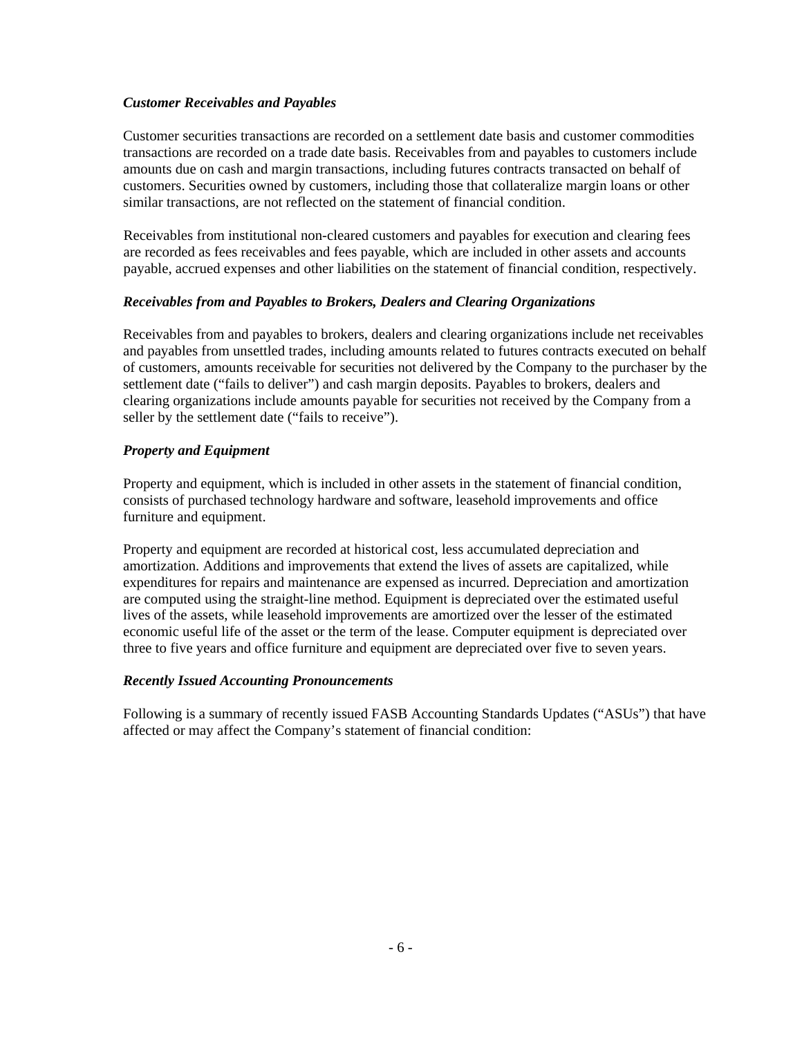*Customer Receivables and Payables*

Customer securities transactions are recorded on a settlement date basis and customer commodities transactions are recorded on a trade date basis. Receivables from and payables to customers include amounts due on cash and margin transactions, including futures contracts transacted on behalf of customers. Securities owned by customers, including those that collateralize margin loans or other similar transactions, are not reflected on the statement of financial condition.

Receivables from institutional non-cleared customers and payables for execution and clearing fees are recorded as fees receivables and fees payable, which are included in other assets and accounts payable, accrued expenses and other liabilities on the statement of financial condition, respectively.

*Receivables from and Payables to Brokers, Dealers and Clearing Organizations*

Receivables from and payables to brokers, dealers and clearing organizations include net receivables and payables from unsettled trades, including amounts related to futures contracts executed on behalf of customers, amounts receivable for securities not delivered by the Company to the purchaser by the settlement date ("fails to deliver") and cash margin deposits. Payables to brokers, dealers and clearing organizations include amounts payable for securities not received by the Company from a seller by the settlement date ("fails to receive").

*Property and Equipment*

Property and equipment, which is included in other assets in the statement of financial condition, consists of purchased technology hardware and software, leasehold improvements and office furniture and equipment.

Property and equipment are recorded at historical cost, less accumulated depreciation and amortization. Additions and improvements that extend the lives of assets are capitalized, while expenditures for repairs and maintenance are expensed as incurred. Depreciation and amortization are computed using the straight-line method. Equipment is depreciated over the estimated useful lives of the assets, while leasehold improvements are amortized over the lesser of the estimated economic useful life of the asset or the term of the lease. Computer equipment is depreciated over three to five years and office furniture and equipment are depreciated over five to seven years.

*Recently Issued Accounting Pronouncements*

Following is a summary of recently issued FASB Accounting Standards Updates ("ASUs") that have affected or may affect the Company's statement of financial condition: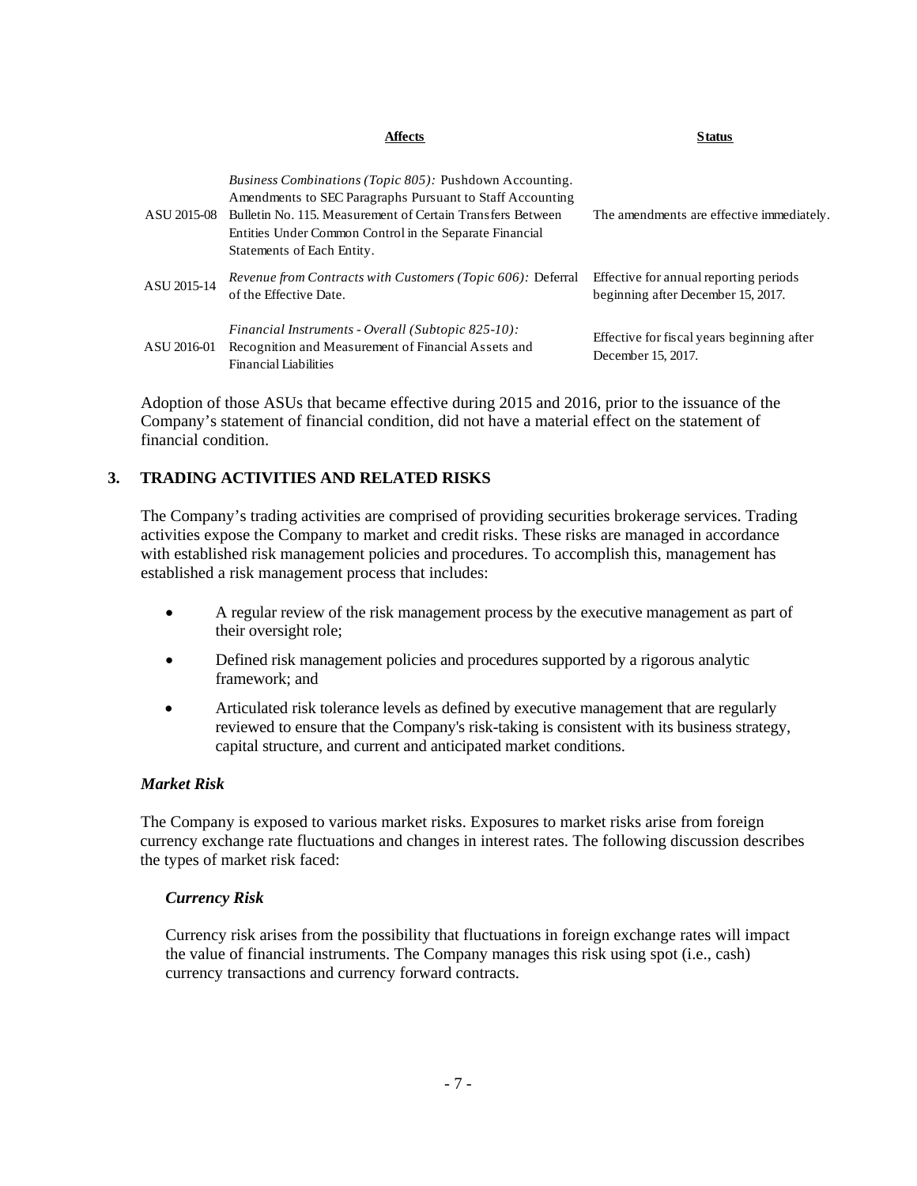| | Affects | Status |
|---|---|---|
| ASU 2015-08 | *Business Combinations (Topic 805):* Pushdown Accounting. Amendments to SEC Paragraphs Pursuant to Staff Accounting Bulletin No. 115. Measurement of Certain Transfers Between Entities Under Common Control in the Separate Financial Statements of Each Entity. | The amendments are effective immediately. |
| ASU 2015-14 | *Revenue from Contracts with Customers (Topic 606):* Deferral of the Effective Date. | Effective for annual reporting periods beginning after December 15, 2017. |
| ASU 2016-01 | *Financial Instruments - Overall (Subtopic 825-10):* Recognition and Measurement of Financial Assets and Financial Liabilities | Effective for fiscal years beginning after December 15, 2017. |

Adoption of those ASUs that became effective during 2015 and 2016, prior to the issuance of the Company's statement of financial condition, did not have a material effect on the statement of financial condition.

## 3. TRADING ACTIVITIES AND RELATED RISKS

The Company's trading activities are comprised of providing securities brokerage services. Trading activities expose the Company to market and credit risks. These risks are managed in accordance with established risk management policies and procedures. To accomplish this, management has established a risk management process that includes:

- A regular review of the risk management process by the executive management as part of their oversight role;
- Defined risk management policies and procedures supported by a rigorous analytic framework; and
- Articulated risk tolerance levels as defined by executive management that are regularly reviewed to ensure that the Company's risk-taking is consistent with its business strategy, capital structure, and current and anticipated market conditions.

### *Market Risk*

The Company is exposed to various market risks. Exposures to market risks arise from foreign currency exchange rate fluctuations and changes in interest rates. The following discussion describes the types of market risk faced:

#### *Currency Risk*

Currency risk arises from the possibility that fluctuations in foreign exchange rates will impact the value of financial instruments. The Company manages this risk using spot (i.e., cash) currency transactions and currency forward contracts.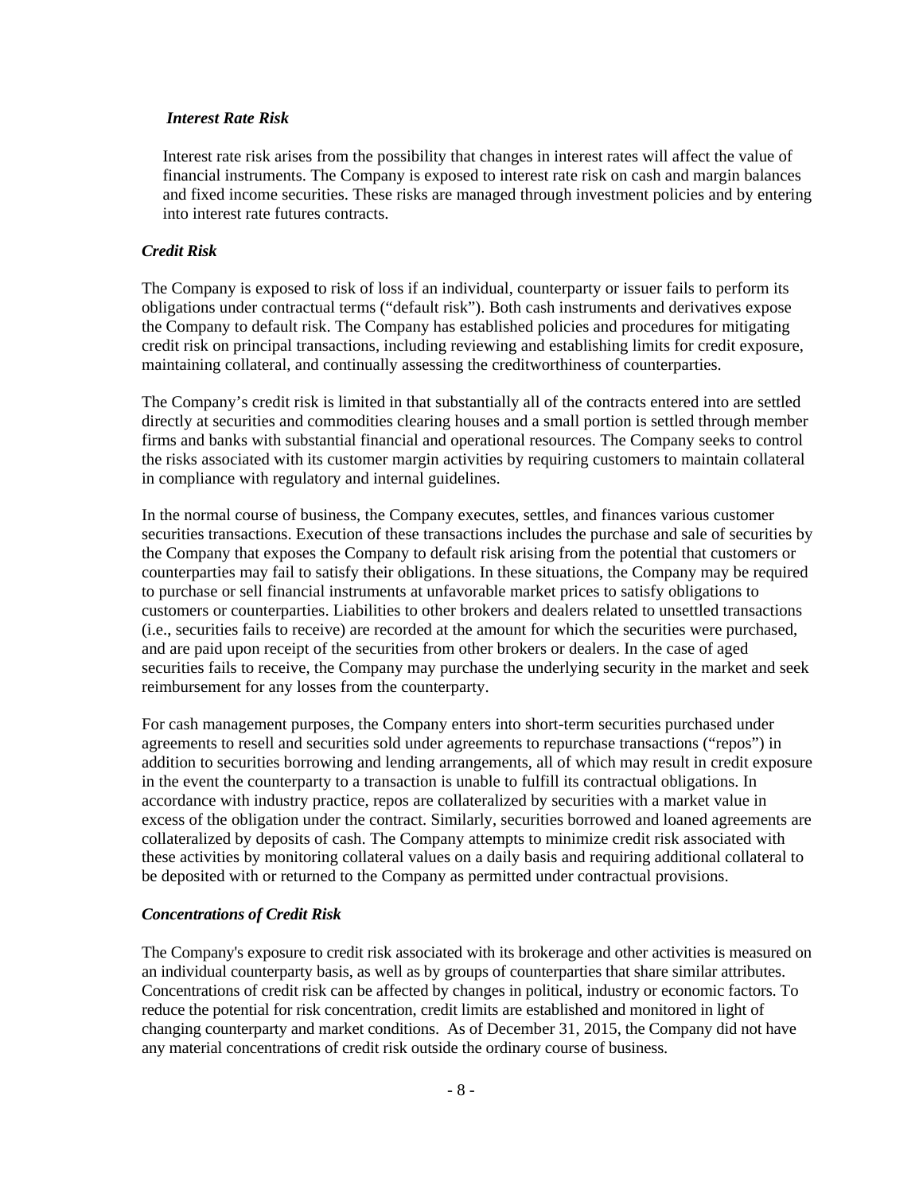*Interest Rate Risk*

Interest rate risk arises from the possibility that changes in interest rates will affect the value of financial instruments. The Company is exposed to interest rate risk on cash and margin balances and fixed income securities. These risks are managed through investment policies and by entering into interest rate futures contracts.

*Credit Risk*

The Company is exposed to risk of loss if an individual, counterparty or issuer fails to perform its obligations under contractual terms ("default risk"). Both cash instruments and derivatives expose the Company to default risk. The Company has established policies and procedures for mitigating credit risk on principal transactions, including reviewing and establishing limits for credit exposure, maintaining collateral, and continually assessing the creditworthiness of counterparties.

The Company's credit risk is limited in that substantially all of the contracts entered into are settled directly at securities and commodities clearing houses and a small portion is settled through member firms and banks with substantial financial and operational resources. The Company seeks to control the risks associated with its customer margin activities by requiring customers to maintain collateral in compliance with regulatory and internal guidelines.

In the normal course of business, the Company executes, settles, and finances various customer securities transactions. Execution of these transactions includes the purchase and sale of securities by the Company that exposes the Company to default risk arising from the potential that customers or counterparties may fail to satisfy their obligations. In these situations, the Company may be required to purchase or sell financial instruments at unfavorable market prices to satisfy obligations to customers or counterparties. Liabilities to other brokers and dealers related to unsettled transactions (i.e., securities fails to receive) are recorded at the amount for which the securities were purchased, and are paid upon receipt of the securities from other brokers or dealers. In the case of aged securities fails to receive, the Company may purchase the underlying security in the market and seek reimbursement for any losses from the counterparty.

For cash management purposes, the Company enters into short-term securities purchased under agreements to resell and securities sold under agreements to repurchase transactions ("repos") in addition to securities borrowing and lending arrangements, all of which may result in credit exposure in the event the counterparty to a transaction is unable to fulfill its contractual obligations. In accordance with industry practice, repos are collateralized by securities with a market value in excess of the obligation under the contract. Similarly, securities borrowed and loaned agreements are collateralized by deposits of cash. The Company attempts to minimize credit risk associated with these activities by monitoring collateral values on a daily basis and requiring additional collateral to be deposited with or returned to the Company as permitted under contractual provisions.

*Concentrations of Credit Risk*

The Company's exposure to credit risk associated with its brokerage and other activities is measured on an individual counterparty basis, as well as by groups of counterparties that share similar attributes. Concentrations of credit risk can be affected by changes in political, industry or economic factors. To reduce the potential for risk concentration, credit limits are established and monitored in light of changing counterparty and market conditions. As of December 31, 2015, the Company did not have any material concentrations of credit risk outside the ordinary course of business.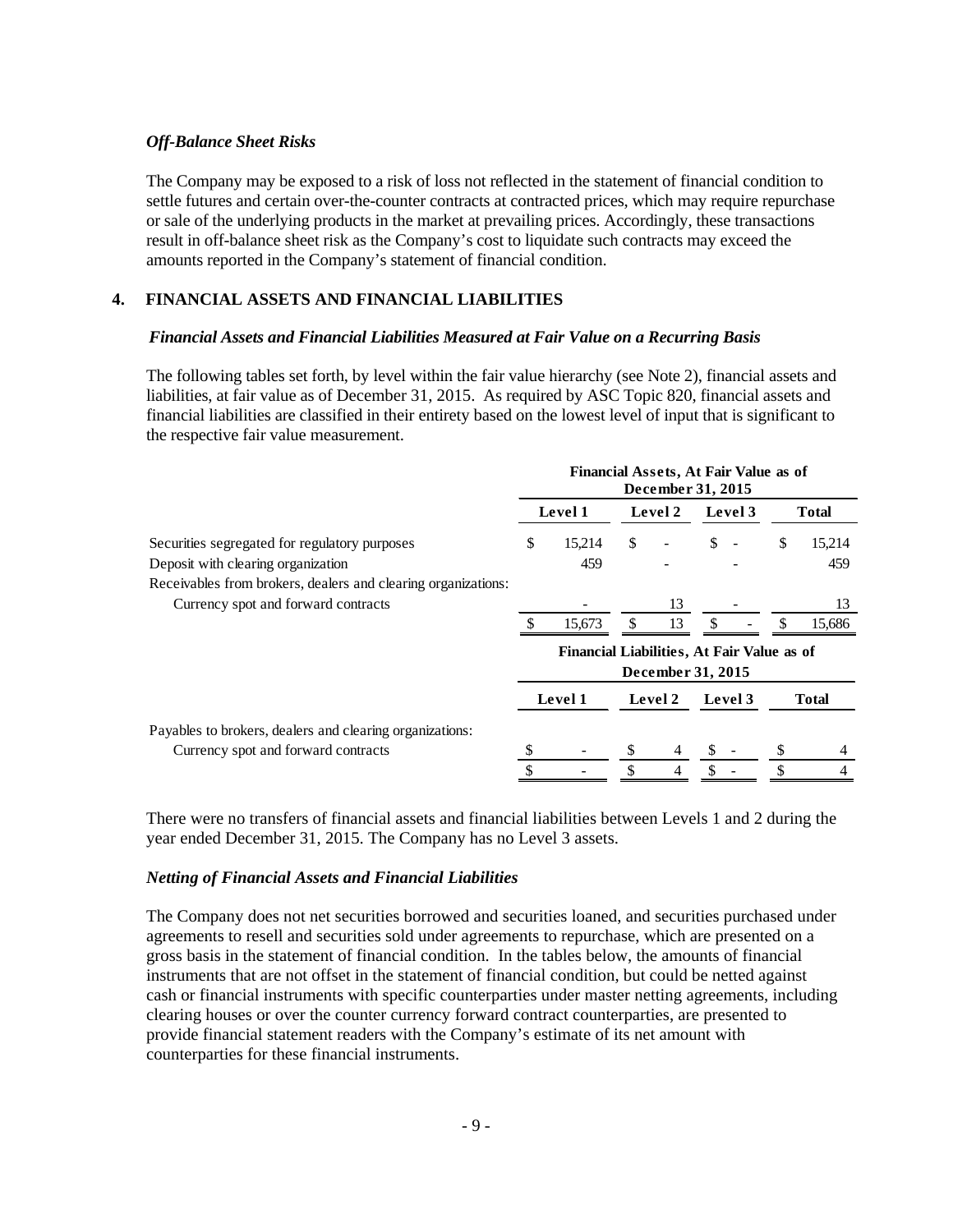### *Off-Balance Sheet Risks*

The Company may be exposed to a risk of loss not reflected in the statement of financial condition to settle futures and certain over-the-counter contracts at contracted prices, which may require repurchase or sale of the underlying products in the market at prevailing prices. Accordingly, these transactions result in off-balance sheet risk as the Company's cost to liquidate such contracts may exceed the amounts reported in the Company's statement of financial condition.

## 4. FINANCIAL ASSETS AND FINANCIAL LIABILITIES

### *Financial Assets and Financial Liabilities Measured at Fair Value on a Recurring Basis*

The following tables set forth, by level within the fair value hierarchy (see Note 2), financial assets and liabilities, at fair value as of December 31, 2015. As required by ASC Topic 820, financial assets and financial liabilities are classified in their entirety based on the lowest level of input that is significant to the respective fair value measurement.

| | Financial Assets, At Fair Value as of December 31, 2015 | | | |
|---|---|---|---|---|
| | **Level 1** | **Level 2** | **Level 3** | **Total** |
| Securities segregated for regulatory purposes | $ 15,214 | $ - | $ - | $ 15,214 |
| Deposit with clearing organization | 459 | - | - | 459 |
| Receivables from brokers, dealers and clearing organizations: | | | | |
| Currency spot and forward contracts | - | 13 | - | 13 |
| | $ 15,673 | $ 13 | $ - | $ 15,686 |

| | Financial Liabilities, At Fair Value as of December 31, 2015 | | | |
|---|---|---|---|---|
| | **Level 1** | **Level 2** | **Level 3** | **Total** |
| Payables to brokers, dealers and clearing organizations: | | | | |
| Currency spot and forward contracts | $ - | $ 4 | $ - | $ 4 |
| | $ - | $ 4 | $ - | $ 4 |

There were no transfers of financial assets and financial liabilities between Levels 1 and 2 during the year ended December 31, 2015. The Company has no Level 3 assets.

### *Netting of Financial Assets and Financial Liabilities*

The Company does not net securities borrowed and securities loaned, and securities purchased under agreements to resell and securities sold under agreements to repurchase, which are presented on a gross basis in the statement of financial condition. In the tables below, the amounts of financial instruments that are not offset in the statement of financial condition, but could be netted against cash or financial instruments with specific counterparties under master netting agreements, including clearing houses or over the counter currency forward contract counterparties, are presented to provide financial statement readers with the Company's estimate of its net amount with counterparties for these financial instruments.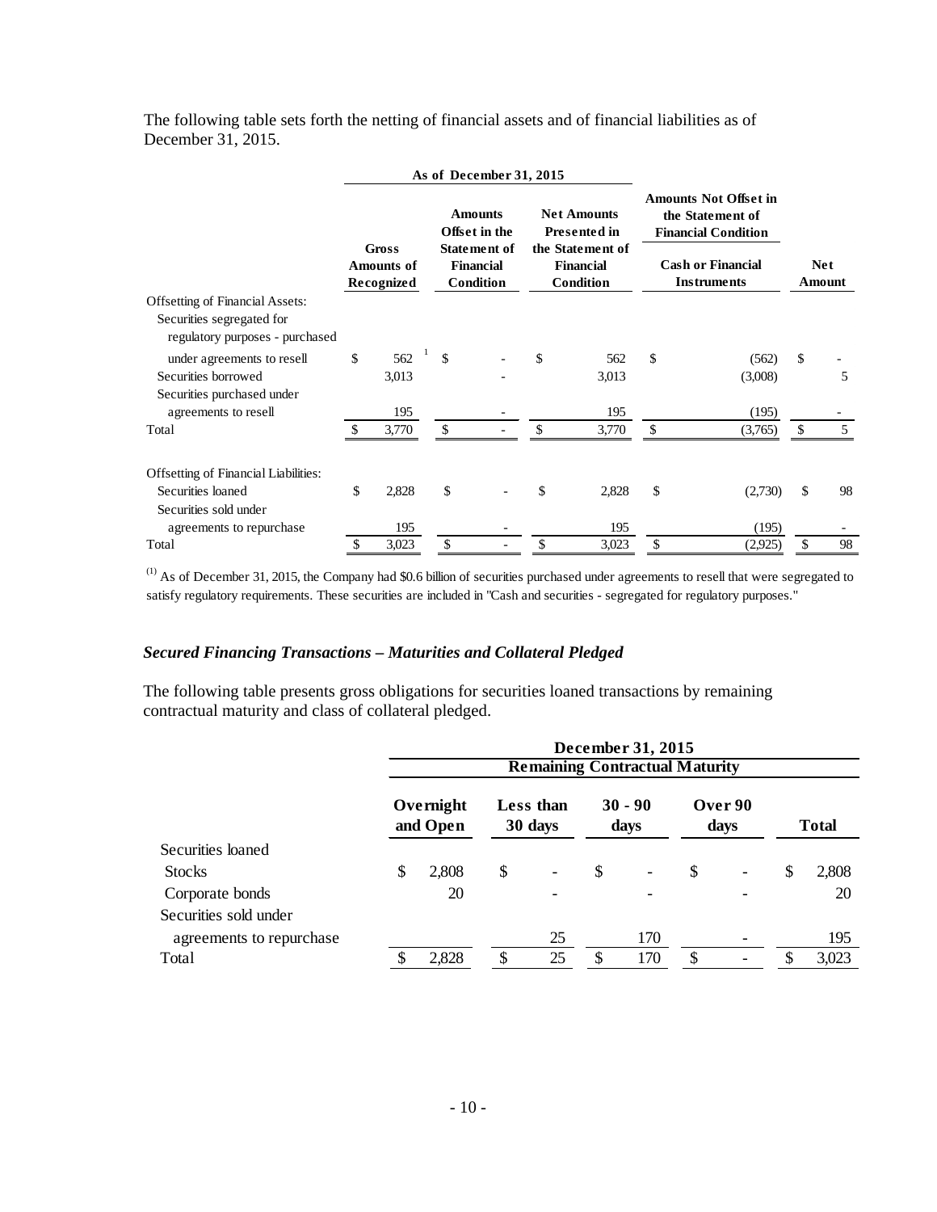The following table sets forth the netting of financial assets and of financial liabilities as of December 31, 2015.

| | As of December 31, 2015 | | | Amounts Not Offset in the Statement of Financial Condition | |
|---|---|---|---|---|---|
| | Gross Amounts of Recognized | Amounts Offset in the Statement of Financial Condition | Net Amounts Presented in the Statement of Financial Condition | Cash or Financial Instruments | Net Amount |
| Offsetting of Financial Assets: | | | | | |
| Securities segregated for regulatory purposes - purchased under agreements to resell | $ 562 [1] | $ - | $ 562 | $ (562) | $ - |
| Securities borrowed | 3,013 | - | 3,013 | (3,008) | 5 |
| Securities purchased under agreements to resell | 195 | - | 195 | (195) | - |
| Total | $ 3,770 | $ - | $ 3,770 | $ (3,765) | $ 5 |
| Offsetting of Financial Liabilities: | | | | | |
| Securities loaned | $ 2,828 | $ - | $ 2,828 | $ (2,730) | $ 98 |
| Securities sold under agreements to repurchase | 195 | - | 195 | (195) | - |
| Total | $ 3,023 | $ - | $ 3,023 | $ (2,925) | $ 98 |

(1) As of December 31, 2015, the Company had $0.6 billion of securities purchased under agreements to resell that were segregated to satisfy regulatory requirements. These securities are included in "Cash and securities - segregated for regulatory purposes."

### *Secured Financing Transactions – Maturities and Collateral Pledged*

The following table presents gross obligations for securities loaned transactions by remaining contractual maturity and class of collateral pledged.

| | December 31, 2015 | | | | |
|---|---|---|---|---|---|
| | Remaining Contractual Maturity | | | | |
| | Overnight and Open | Less than 30 days | 30 - 90 days | Over 90 days | Total |
| Securities loaned | | | | | |
| Stocks | $ 2,808 | $ - | $ - | $ - | $ 2,808 |
| Corporate bonds | 20 | - | - | - | 20 |
| Securities sold under agreements to repurchase | | 25 | 170 | - | 195 |
| Total | $ 2,828 | $ 25 | $ 170 | $ - | $ 3,023 |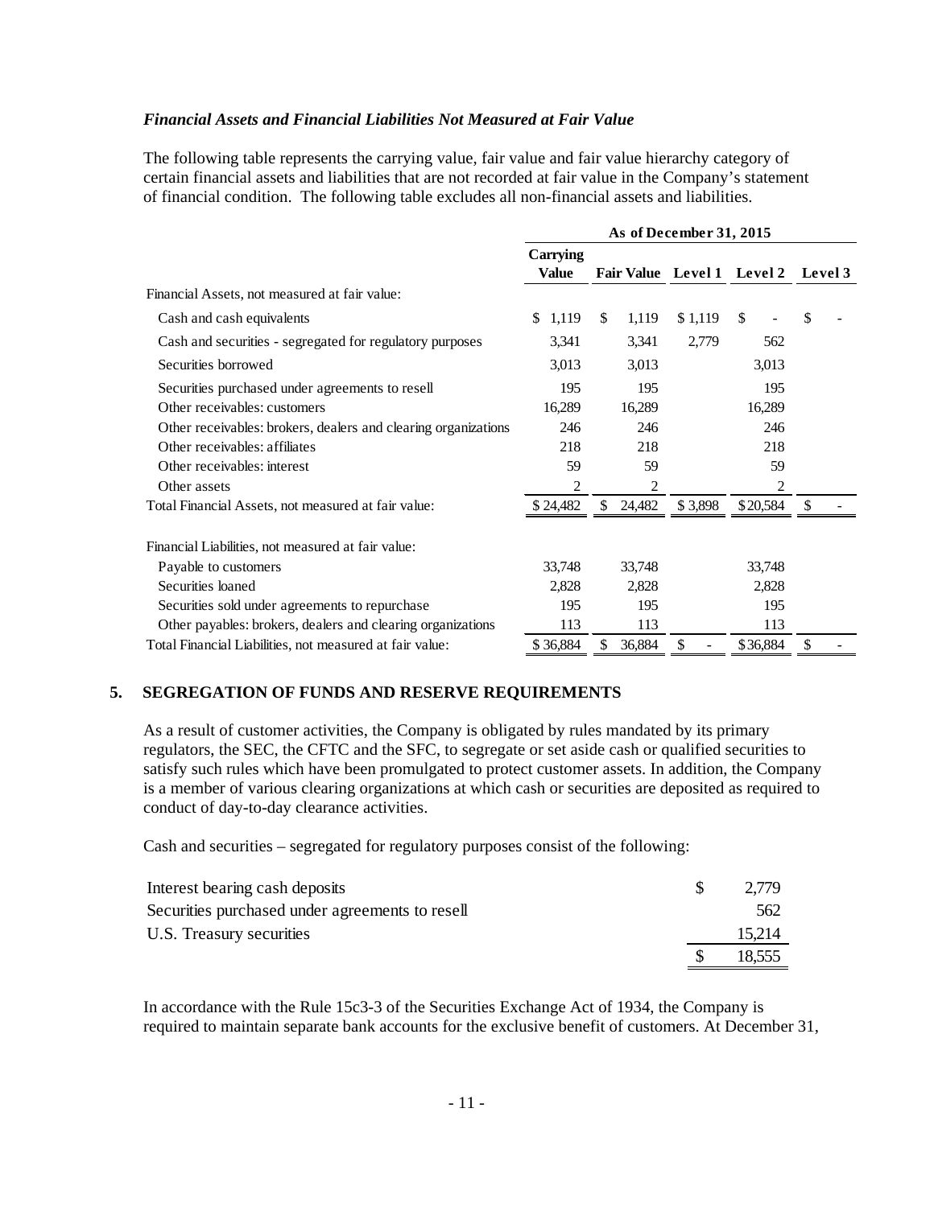***Financial Assets and Financial Liabilities Not Measured at Fair Value***

The following table represents the carrying value, fair value and fair value hierarchy category of certain financial assets and liabilities that are not recorded at fair value in the Company's statement of financial condition. The following table excludes all non-financial assets and liabilities.

| | As of December 31, 2015 | | | | |
|---|---|---|---|---|---|
| | **Carrying Value** | **Fair Value** | **Level 1** | **Level 2** | **Level 3** |
| Financial Assets, not measured at fair value: | | | | | |
| Cash and cash equivalents | $ 1,119 | $ 1,119 | $ 1,119 | $ - | $ - |
| Cash and securities - segregated for regulatory purposes | 3,341 | 3,341 | 2,779 | 562 | |
| Securities borrowed | 3,013 | 3,013 | | 3,013 | |
| Securities purchased under agreements to resell | 195 | 195 | | 195 | |
| Other receivables: customers | 16,289 | 16,289 | | 16,289 | |
| Other receivables: brokers, dealers and clearing organizations | 246 | 246 | | 246 | |
| Other receivables: affiliates | 218 | 218 | | 218 | |
| Other receivables: interest | 59 | 59 | | 59 | |
| Other assets | 2 | 2 | | 2 | |
| Total Financial Assets, not measured at fair value: | $ 24,482 | $ 24,482 | $ 3,898 | $ 20,584 | $ - |
| Financial Liabilities, not measured at fair value: | | | | | |
| Payable to customers | 33,748 | 33,748 | | 33,748 | |
| Securities loaned | 2,828 | 2,828 | | 2,828 | |
| Securities sold under agreements to repurchase | 195 | 195 | | 195 | |
| Other payables: brokers, dealers and clearing organizations | 113 | 113 | | 113 | |
| Total Financial Liabilities, not measured at fair value: | $ 36,884 | $ 36,884 | $ - | $ 36,884 | $ - |

## 5. SEGREGATION OF FUNDS AND RESERVE REQUIREMENTS

As a result of customer activities, the Company is obligated by rules mandated by its primary regulators, the SEC, the CFTC and the SFC, to segregate or set aside cash or qualified securities to satisfy such rules which have been promulgated to protect customer assets. In addition, the Company is a member of various clearing organizations at which cash or securities are deposited as required to conduct of day-to-day clearance activities.

Cash and securities – segregated for regulatory purposes consist of the following:

| | |
|---|---|
| Interest bearing cash deposits | $ 2,779 |
| Securities purchased under agreements to resell | 562 |
| U.S. Treasury securities | 15,214 |
| | $ 18,555 |

In accordance with the Rule 15c3-3 of the Securities Exchange Act of 1934, the Company is required to maintain separate bank accounts for the exclusive benefit of customers. At December 31,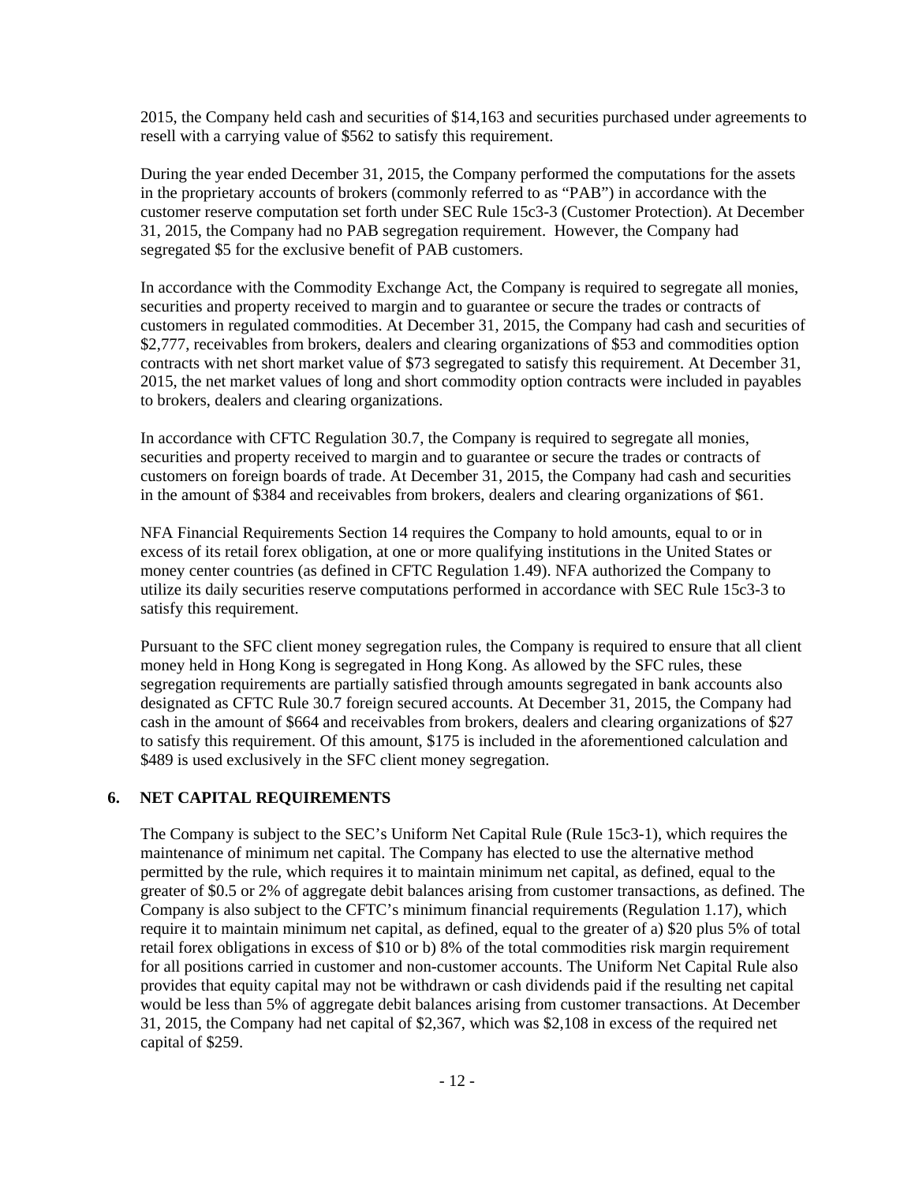2015, the Company held cash and securities of $14,163 and securities purchased under agreements to resell with a carrying value of $562 to satisfy this requirement.

During the year ended December 31, 2015, the Company performed the computations for the assets in the proprietary accounts of brokers (commonly referred to as "PAB") in accordance with the customer reserve computation set forth under SEC Rule 15c3-3 (Customer Protection). At December 31, 2015, the Company had no PAB segregation requirement. However, the Company had segregated $5 for the exclusive benefit of PAB customers.

In accordance with the Commodity Exchange Act, the Company is required to segregate all monies, securities and property received to margin and to guarantee or secure the trades or contracts of customers in regulated commodities. At December 31, 2015, the Company had cash and securities of $2,777, receivables from brokers, dealers and clearing organizations of $53 and commodities option contracts with net short market value of $73 segregated to satisfy this requirement. At December 31, 2015, the net market values of long and short commodity option contracts were included in payables to brokers, dealers and clearing organizations.

In accordance with CFTC Regulation 30.7, the Company is required to segregate all monies, securities and property received to margin and to guarantee or secure the trades or contracts of customers on foreign boards of trade. At December 31, 2015, the Company had cash and securities in the amount of $384 and receivables from brokers, dealers and clearing organizations of $61.

NFA Financial Requirements Section 14 requires the Company to hold amounts, equal to or in excess of its retail forex obligation, at one or more qualifying institutions in the United States or money center countries (as defined in CFTC Regulation 1.49). NFA authorized the Company to utilize its daily securities reserve computations performed in accordance with SEC Rule 15c3-3 to satisfy this requirement.

Pursuant to the SFC client money segregation rules, the Company is required to ensure that all client money held in Hong Kong is segregated in Hong Kong. As allowed by the SFC rules, these segregation requirements are partially satisfied through amounts segregated in bank accounts also designated as CFTC Rule 30.7 foreign secured accounts. At December 31, 2015, the Company had cash in the amount of $664 and receivables from brokers, dealers and clearing organizations of $27 to satisfy this requirement. Of this amount, $175 is included in the aforementioned calculation and $489 is used exclusively in the SFC client money segregation.

## 6. NET CAPITAL REQUIREMENTS

The Company is subject to the SEC's Uniform Net Capital Rule (Rule 15c3-1), which requires the maintenance of minimum net capital. The Company has elected to use the alternative method permitted by the rule, which requires it to maintain minimum net capital, as defined, equal to the greater of $0.5 or 2% of aggregate debit balances arising from customer transactions, as defined. The Company is also subject to the CFTC's minimum financial requirements (Regulation 1.17), which require it to maintain minimum net capital, as defined, equal to the greater of a) $20 plus 5% of total retail forex obligations in excess of $10 or b) 8% of the total commodities risk margin requirement for all positions carried in customer and non-customer accounts. The Uniform Net Capital Rule also provides that equity capital may not be withdrawn or cash dividends paid if the resulting net capital would be less than 5% of aggregate debit balances arising from customer transactions. At December 31, 2015, the Company had net capital of $2,367, which was $2,108 in excess of the required net capital of $259.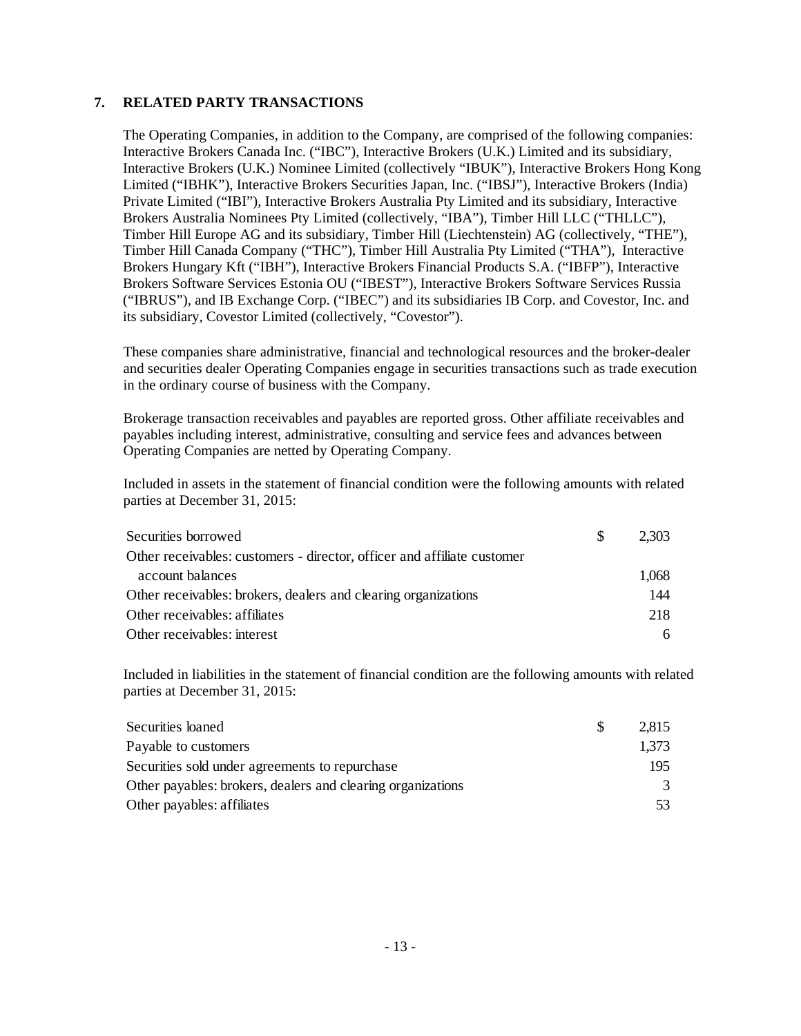## 7. RELATED PARTY TRANSACTIONS

The Operating Companies, in addition to the Company, are comprised of the following companies: Interactive Brokers Canada Inc. ("IBC"), Interactive Brokers (U.K.) Limited and its subsidiary, Interactive Brokers (U.K.) Nominee Limited (collectively "IBUK"), Interactive Brokers Hong Kong Limited ("IBHK"), Interactive Brokers Securities Japan, Inc. ("IBSJ"), Interactive Brokers (India) Private Limited ("IBI"), Interactive Brokers Australia Pty Limited and its subsidiary, Interactive Brokers Australia Nominees Pty Limited (collectively, "IBA"), Timber Hill LLC ("THLLC"), Timber Hill Europe AG and its subsidiary, Timber Hill (Liechtenstein) AG (collectively, "THE"), Timber Hill Canada Company ("THC"), Timber Hill Australia Pty Limited ("THA"), Interactive Brokers Hungary Kft ("IBH"), Interactive Brokers Financial Products S.A. ("IBFP"), Interactive Brokers Software Services Estonia OU ("IBEST"), Interactive Brokers Software Services Russia ("IBRUS"), and IB Exchange Corp. ("IBEC") and its subsidiaries IB Corp. and Covestor, Inc. and its subsidiary, Covestor Limited (collectively, "Covestor").

These companies share administrative, financial and technological resources and the broker-dealer and securities dealer Operating Companies engage in securities transactions such as trade execution in the ordinary course of business with the Company.

Brokerage transaction receivables and payables are reported gross. Other affiliate receivables and payables including interest, administrative, consulting and service fees and advances between Operating Companies are netted by Operating Company.

Included in assets in the statement of financial condition were the following amounts with related parties at December 31, 2015:

| | | |
|---|---|---|
| Securities borrowed | $ | 2,303 |
| Other receivables: customers - director, officer and affiliate customer account balances | | 1,068 |
| Other receivables: brokers, dealers and clearing organizations | | 144 |
| Other receivables: affiliates | | 218 |
| Other receivables: interest | | 6 |

Included in liabilities in the statement of financial condition are the following amounts with related parties at December 31, 2015:

| | | |
|---|---|---|
| Securities loaned | $ | 2,815 |
| Payable to customers | | 1,373 |
| Securities sold under agreements to repurchase | | 195 |
| Other payables: brokers, dealers and clearing organizations | | 3 |
| Other payables: affiliates | | 53 |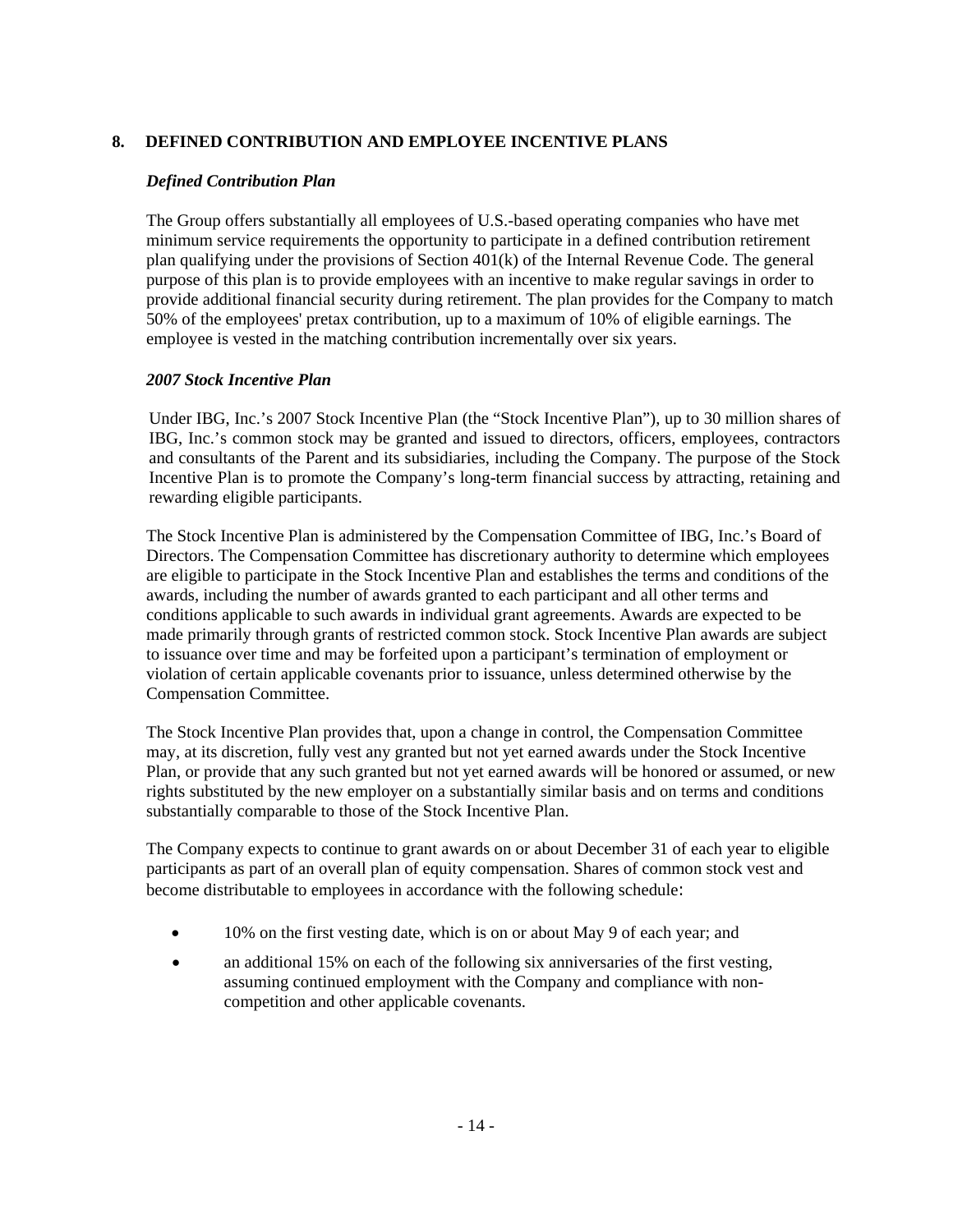## 8. DEFINED CONTRIBUTION AND EMPLOYEE INCENTIVE PLANS

### *Defined Contribution Plan*

The Group offers substantially all employees of U.S.-based operating companies who have met minimum service requirements the opportunity to participate in a defined contribution retirement plan qualifying under the provisions of Section 401(k) of the Internal Revenue Code. The general purpose of this plan is to provide employees with an incentive to make regular savings in order to provide additional financial security during retirement. The plan provides for the Company to match 50% of the employees' pretax contribution, up to a maximum of 10% of eligible earnings. The employee is vested in the matching contribution incrementally over six years.

### *2007 Stock Incentive Plan*

Under IBG, Inc.'s 2007 Stock Incentive Plan (the "Stock Incentive Plan"), up to 30 million shares of IBG, Inc.'s common stock may be granted and issued to directors, officers, employees, contractors and consultants of the Parent and its subsidiaries, including the Company. The purpose of the Stock Incentive Plan is to promote the Company's long-term financial success by attracting, retaining and rewarding eligible participants.

The Stock Incentive Plan is administered by the Compensation Committee of IBG, Inc.'s Board of Directors. The Compensation Committee has discretionary authority to determine which employees are eligible to participate in the Stock Incentive Plan and establishes the terms and conditions of the awards, including the number of awards granted to each participant and all other terms and conditions applicable to such awards in individual grant agreements. Awards are expected to be made primarily through grants of restricted common stock. Stock Incentive Plan awards are subject to issuance over time and may be forfeited upon a participant's termination of employment or violation of certain applicable covenants prior to issuance, unless determined otherwise by the Compensation Committee.

The Stock Incentive Plan provides that, upon a change in control, the Compensation Committee may, at its discretion, fully vest any granted but not yet earned awards under the Stock Incentive Plan, or provide that any such granted but not yet earned awards will be honored or assumed, or new rights substituted by the new employer on a substantially similar basis and on terms and conditions substantially comparable to those of the Stock Incentive Plan.

The Company expects to continue to grant awards on or about December 31 of each year to eligible participants as part of an overall plan of equity compensation. Shares of common stock vest and become distributable to employees in accordance with the following schedule:

- 10% on the first vesting date, which is on or about May 9 of each year; and
- an additional 15% on each of the following six anniversaries of the first vesting, assuming continued employment with the Company and compliance with non-competition and other applicable covenants.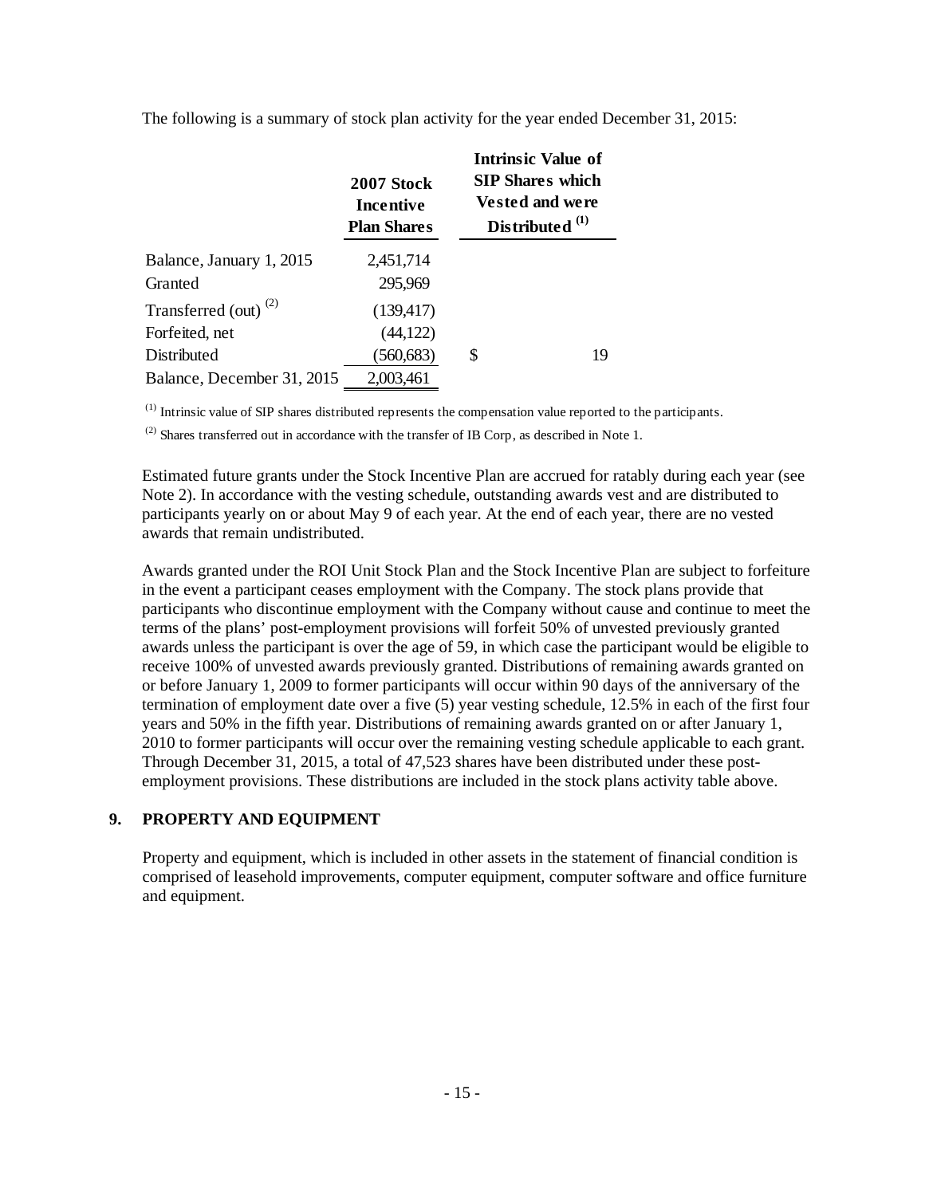The following is a summary of stock plan activity for the year ended December 31, 2015:

| | 2007 Stock Incentive Plan Shares | Intrinsic Value of SIP Shares which Vested and were Distributed [1] |
|---|---|---|
| Balance, January 1, 2015 | 2,451,714 | |
| Granted | 295,969 | |
| Transferred (out) [2] | (139,417) | |
| Forfeited, net | (44,122) | |
| Distributed | (560,683) | $ 19 |
| Balance, December 31, 2015 | 2,003,461 | |

[1] Intrinsic value of SIP shares distributed represents the compensation value reported to the participants.

[2] Shares transferred out in accordance with the transfer of IB Corp, as described in Note 1.

Estimated future grants under the Stock Incentive Plan are accrued for ratably during each year (see Note 2). In accordance with the vesting schedule, outstanding awards vest and are distributed to participants yearly on or about May 9 of each year. At the end of each year, there are no vested awards that remain undistributed.

Awards granted under the ROI Unit Stock Plan and the Stock Incentive Plan are subject to forfeiture in the event a participant ceases employment with the Company. The stock plans provide that participants who discontinue employment with the Company without cause and continue to meet the terms of the plans' post-employment provisions will forfeit 50% of unvested previously granted awards unless the participant is over the age of 59, in which case the participant would be eligible to receive 100% of unvested awards previously granted. Distributions of remaining awards granted on or before January 1, 2009 to former participants will occur within 90 days of the anniversary of the termination of employment date over a five (5) year vesting schedule, 12.5% in each of the first four years and 50% in the fifth year. Distributions of remaining awards granted on or after January 1, 2010 to former participants will occur over the remaining vesting schedule applicable to each grant. Through December 31, 2015, a total of 47,523 shares have been distributed under these post-employment provisions. These distributions are included in the stock plans activity table above.

## 9. PROPERTY AND EQUIPMENT

Property and equipment, which is included in other assets in the statement of financial condition is comprised of leasehold improvements, computer equipment, computer software and office furniture and equipment.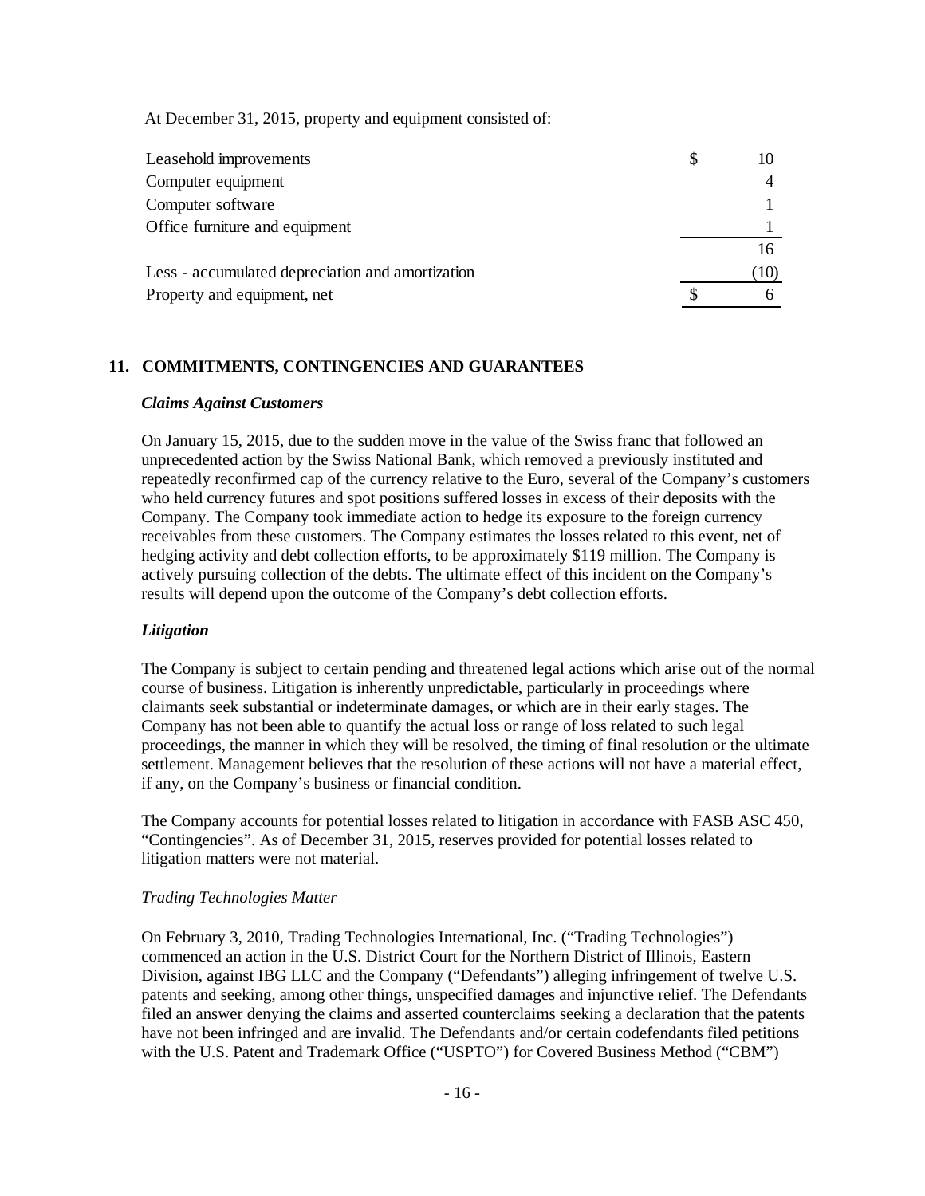At December 31, 2015, property and equipment consisted of:

| | | |
|---|---|---|
| Leasehold improvements | $ | 10 |
| Computer equipment | | 4 |
| Computer software | | 1 |
| Office furniture and equipment | | 1 |
| | | 16 |
| Less - accumulated depreciation and amortization | | (10) |
| Property and equipment, net | $ | 6 |

## 11. COMMITMENTS, CONTINGENCIES AND GUARANTEES

***Claims Against Customers***

On January 15, 2015, due to the sudden move in the value of the Swiss franc that followed an unprecedented action by the Swiss National Bank, which removed a previously instituted and repeatedly reconfirmed cap of the currency relative to the Euro, several of the Company's customers who held currency futures and spot positions suffered losses in excess of their deposits with the Company. The Company took immediate action to hedge its exposure to the foreign currency receivables from these customers. The Company estimates the losses related to this event, net of hedging activity and debt collection efforts, to be approximately $119 million. The Company is actively pursuing collection of the debts. The ultimate effect of this incident on the Company's results will depend upon the outcome of the Company's debt collection efforts.

***Litigation***

The Company is subject to certain pending and threatened legal actions which arise out of the normal course of business. Litigation is inherently unpredictable, particularly in proceedings where claimants seek substantial or indeterminate damages, or which are in their early stages. The Company has not been able to quantify the actual loss or range of loss related to such legal proceedings, the manner in which they will be resolved, the timing of final resolution or the ultimate settlement. Management believes that the resolution of these actions will not have a material effect, if any, on the Company's business or financial condition.

The Company accounts for potential losses related to litigation in accordance with FASB ASC 450, "Contingencies". As of December 31, 2015, reserves provided for potential losses related to litigation matters were not material.

*Trading Technologies Matter*

On February 3, 2010, Trading Technologies International, Inc. ("Trading Technologies") commenced an action in the U.S. District Court for the Northern District of Illinois, Eastern Division, against IBG LLC and the Company ("Defendants") alleging infringement of twelve U.S. patents and seeking, among other things, unspecified damages and injunctive relief. The Defendants filed an answer denying the claims and asserted counterclaims seeking a declaration that the patents have not been infringed and are invalid. The Defendants and/or certain codefendants filed petitions with the U.S. Patent and Trademark Office ("USPTO") for Covered Business Method ("CBM")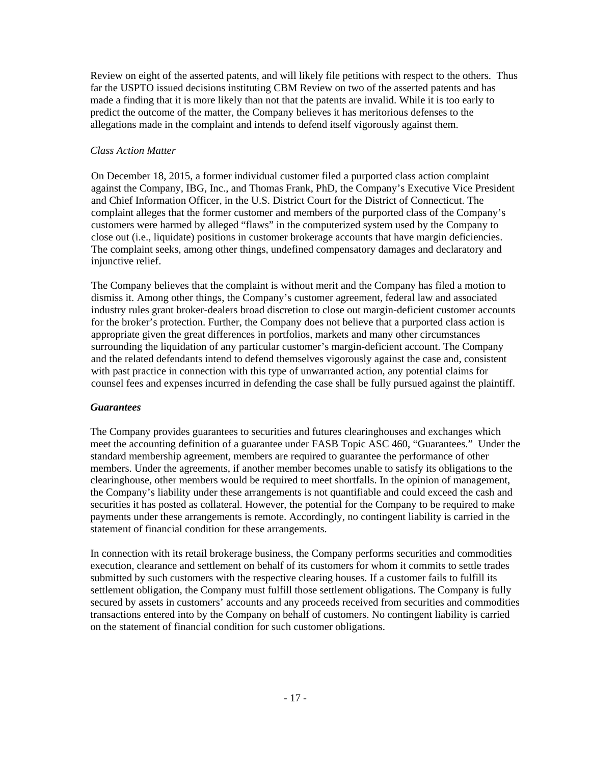Review on eight of the asserted patents, and will likely file petitions with respect to the others. Thus far the USPTO issued decisions instituting CBM Review on two of the asserted patents and has made a finding that it is more likely than not that the patents are invalid. While it is too early to predict the outcome of the matter, the Company believes it has meritorious defenses to the allegations made in the complaint and intends to defend itself vigorously against them.

*Class Action Matter*

On December 18, 2015, a former individual customer filed a purported class action complaint against the Company, IBG, Inc., and Thomas Frank, PhD, the Company's Executive Vice President and Chief Information Officer, in the U.S. District Court for the District of Connecticut. The complaint alleges that the former customer and members of the purported class of the Company's customers were harmed by alleged "flaws" in the computerized system used by the Company to close out (i.e., liquidate) positions in customer brokerage accounts that have margin deficiencies. The complaint seeks, among other things, undefined compensatory damages and declaratory and injunctive relief.

The Company believes that the complaint is without merit and the Company has filed a motion to dismiss it. Among other things, the Company's customer agreement, federal law and associated industry rules grant broker-dealers broad discretion to close out margin-deficient customer accounts for the broker's protection. Further, the Company does not believe that a purported class action is appropriate given the great differences in portfolios, markets and many other circumstances surrounding the liquidation of any particular customer's margin-deficient account. The Company and the related defendants intend to defend themselves vigorously against the case and, consistent with past practice in connection with this type of unwarranted action, any potential claims for counsel fees and expenses incurred in defending the case shall be fully pursued against the plaintiff.

***Guarantees***

The Company provides guarantees to securities and futures clearinghouses and exchanges which meet the accounting definition of a guarantee under FASB Topic ASC 460, "Guarantees." Under the standard membership agreement, members are required to guarantee the performance of other members. Under the agreements, if another member becomes unable to satisfy its obligations to the clearinghouse, other members would be required to meet shortfalls. In the opinion of management, the Company's liability under these arrangements is not quantifiable and could exceed the cash and securities it has posted as collateral. However, the potential for the Company to be required to make payments under these arrangements is remote. Accordingly, no contingent liability is carried in the statement of financial condition for these arrangements.

In connection with its retail brokerage business, the Company performs securities and commodities execution, clearance and settlement on behalf of its customers for whom it commits to settle trades submitted by such customers with the respective clearing houses. If a customer fails to fulfill its settlement obligation, the Company must fulfill those settlement obligations. The Company is fully secured by assets in customers' accounts and any proceeds received from securities and commodities transactions entered into by the Company on behalf of customers. No contingent liability is carried on the statement of financial condition for such customer obligations.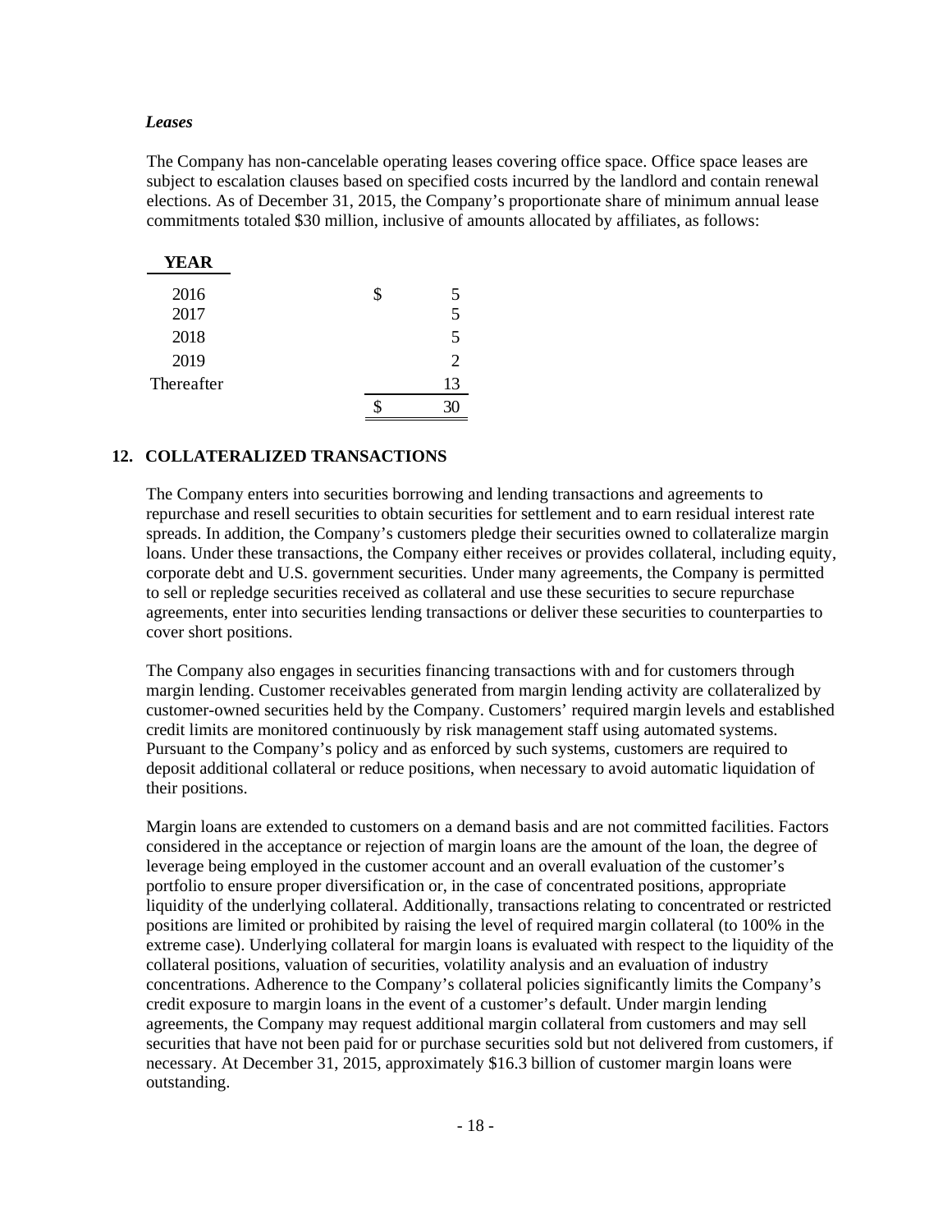*Leases*

The Company has non-cancelable operating leases covering office space. Office space leases are subject to escalation clauses based on specified costs incurred by the landlord and contain renewal elections. As of December 31, 2015, the Company's proportionate share of minimum annual lease commitments totaled $30 million, inclusive of amounts allocated by affiliates, as follows:

| YEAR | |
|---|---|
| 2016 | $ 5 |
| 2017 | 5 |
| 2018 | 5 |
| 2019 | 2 |
| Thereafter | 13 |
| | $ 30 |

## 12. COLLATERALIZED TRANSACTIONS

The Company enters into securities borrowing and lending transactions and agreements to repurchase and resell securities to obtain securities for settlement and to earn residual interest rate spreads. In addition, the Company's customers pledge their securities owned to collateralize margin loans. Under these transactions, the Company either receives or provides collateral, including equity, corporate debt and U.S. government securities. Under many agreements, the Company is permitted to sell or repledge securities received as collateral and use these securities to secure repurchase agreements, enter into securities lending transactions or deliver these securities to counterparties to cover short positions.

The Company also engages in securities financing transactions with and for customers through margin lending. Customer receivables generated from margin lending activity are collateralized by customer-owned securities held by the Company. Customers' required margin levels and established credit limits are monitored continuously by risk management staff using automated systems. Pursuant to the Company's policy and as enforced by such systems, customers are required to deposit additional collateral or reduce positions, when necessary to avoid automatic liquidation of their positions.

Margin loans are extended to customers on a demand basis and are not committed facilities. Factors considered in the acceptance or rejection of margin loans are the amount of the loan, the degree of leverage being employed in the customer account and an overall evaluation of the customer's portfolio to ensure proper diversification or, in the case of concentrated positions, appropriate liquidity of the underlying collateral. Additionally, transactions relating to concentrated or restricted positions are limited or prohibited by raising the level of required margin collateral (to 100% in the extreme case). Underlying collateral for margin loans is evaluated with respect to the liquidity of the collateral positions, valuation of securities, volatility analysis and an evaluation of industry concentrations. Adherence to the Company's collateral policies significantly limits the Company's credit exposure to margin loans in the event of a customer's default. Under margin lending agreements, the Company may request additional margin collateral from customers and may sell securities that have not been paid for or purchase securities sold but not delivered from customers, if necessary. At December 31, 2015, approximately $16.3 billion of customer margin loans were outstanding.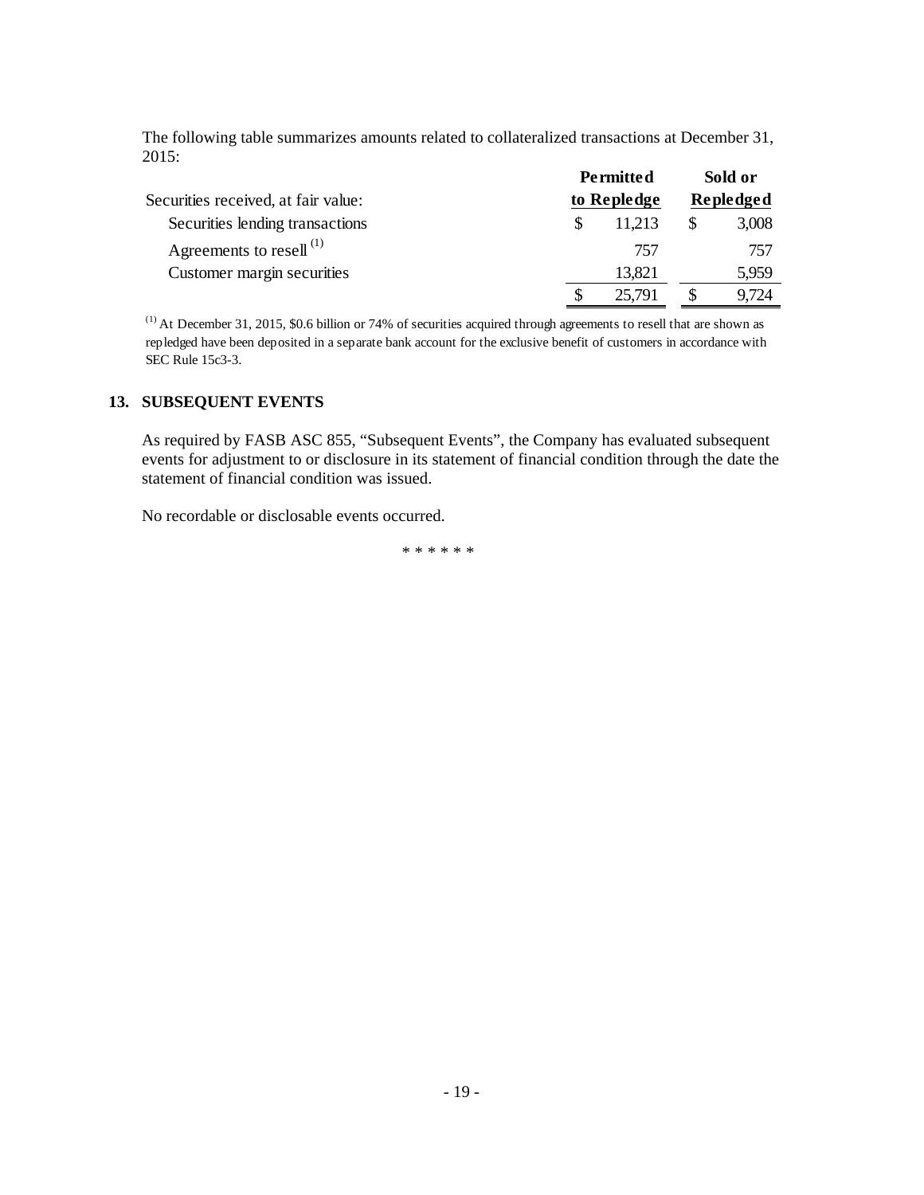The following table summarizes amounts related to collateralized transactions at December 31, 2015:

| Securities received, at fair value: | Permitted to Repledge | Sold or Repledged |
|---|---|---|
| Securities lending transactions | $ 11,213 | $ 3,008 |
| Agreements to resell [(1)] | 757 | 757 |
| Customer margin securities | 13,821 | 5,959 |
| | $ 25,791 | $ 9,724 |

[(1)] At December 31, 2015, $0.6 billion or 74% of securities acquired through agreements to resell that are shown as repledged have been deposited in a separate bank account for the exclusive benefit of customers in accordance with SEC Rule 15c3-3.

## 13. SUBSEQUENT EVENTS

As required by FASB ASC 855, "Subsequent Events", the Company has evaluated subsequent events for adjustment to or disclosure in its statement of financial condition through the date the statement of financial condition was issued.

No recordable or disclosable events occurred.

* * * * * *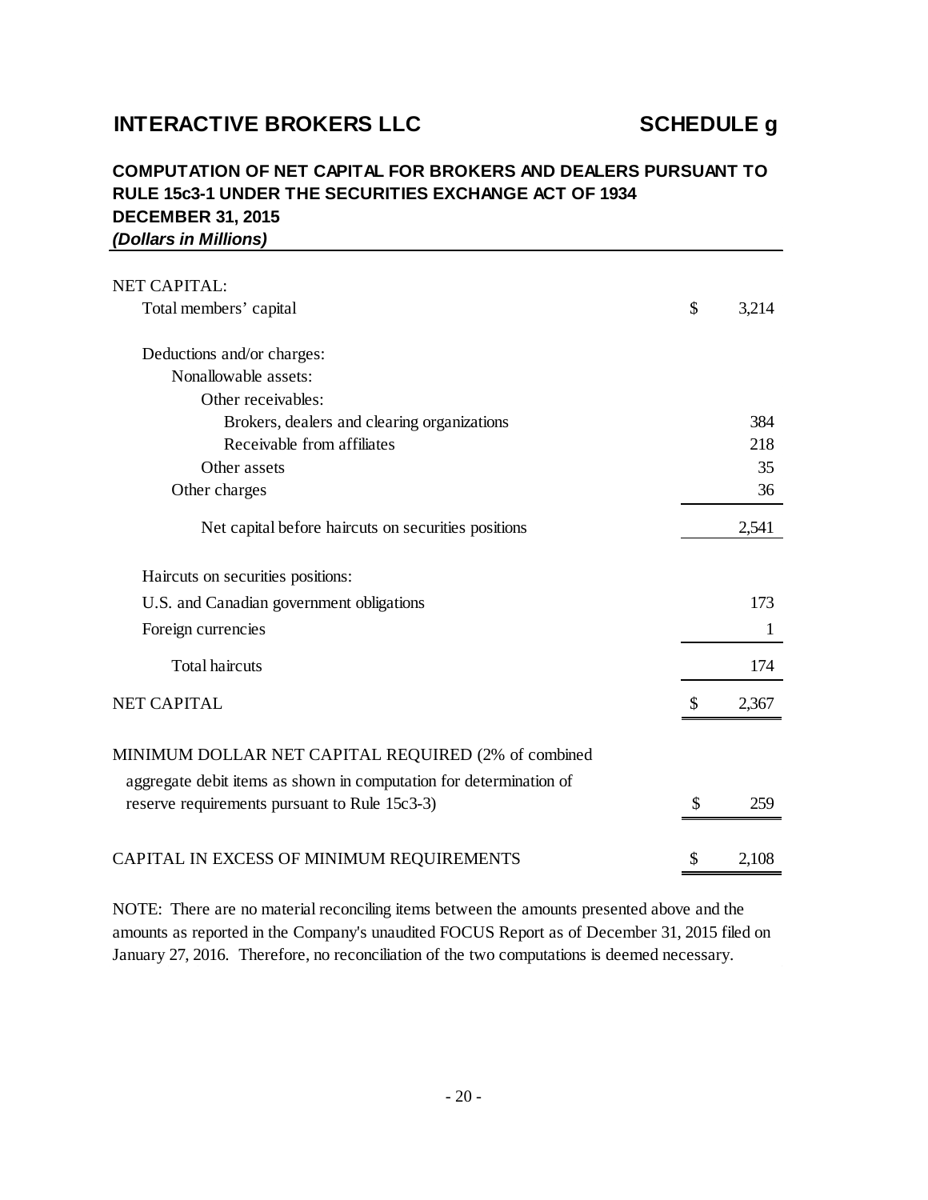# INTERACTIVE BROKERS LLC

# SCHEDULE g

## COMPUTATION OF NET CAPITAL FOR BROKERS AND DEALERS PURSUANT TO RULE 15c3-1 UNDER THE SECURITIES EXCHANGE ACT OF 1934
## DECEMBER 31, 2015
***(Dollars in Millions)***

| | |
|---|---|
| NET CAPITAL: | |
| Total members' capital | $ 3,214 |
| Deductions and/or charges: | |
| Nonallowable assets: | |
| Other receivables: | |
| Brokers, dealers and clearing organizations | 384 |
| Receivable from affiliates | 218 |
| Other assets | 35 |
| Other charges | 36 |
| Net capital before haircuts on securities positions | 2,541 |
| Haircuts on securities positions: | |
| U.S. and Canadian government obligations | 173 |
| Foreign currencies | 1 |
| Total haircuts | 174 |
| NET CAPITAL | $ 2,367 |
| MINIMUM DOLLAR NET CAPITAL REQUIRED (2% of combined aggregate debit items as shown in computation for determination of reserve requirements pursuant to Rule 15c3-3) | $ 259 |
| CAPITAL IN EXCESS OF MINIMUM REQUIREMENTS | $ 2,108 |

NOTE: There are no material reconciling items between the amounts presented above and the amounts as reported in the Company's unaudited FOCUS Report as of December 31, 2015 filed on January 27, 2016. Therefore, no reconciliation of the two computations is deemed necessary.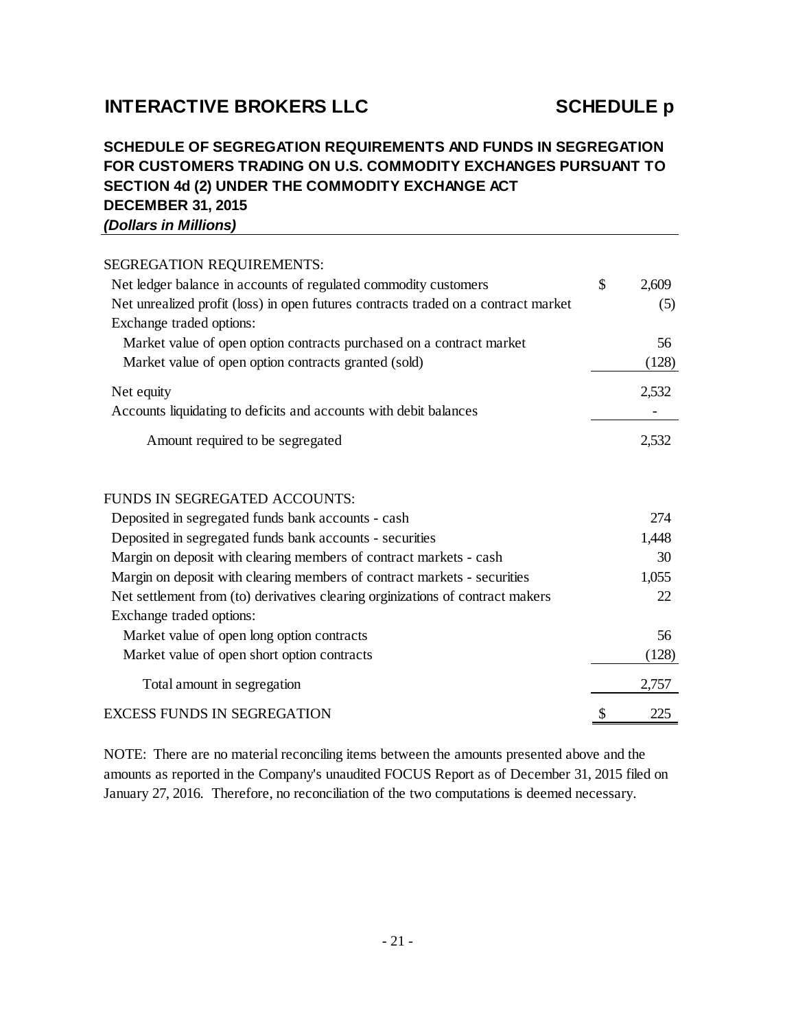# INTERACTIVE BROKERS LLC

# SCHEDULE p

## SCHEDULE OF SEGREGATION REQUIREMENTS AND FUNDS IN SEGREGATION FOR CUSTOMERS TRADING ON U.S. COMMODITY EXCHANGES PURSUANT TO SECTION 4d (2) UNDER THE COMMODITY EXCHANGE ACT DECEMBER 31, 2015

***(Dollars in Millions)***

| | | |
|---|---|---|
| SEGREGATION REQUIREMENTS: | | |
| Net ledger balance in accounts of regulated commodity customers | $ | 2,609 |
| Net unrealized profit (loss) in open futures contracts traded on a contract market | | (5) |
| Exchange traded options: | | |
| Market value of open option contracts purchased on a contract market | | 56 |
| Market value of open option contracts granted (sold) | | (128) |
| Net equity | | 2,532 |
| Accounts liquidating to deficits and accounts with debit balances | | - |
| Amount required to be segregated | | 2,532 |
| | | |
| FUNDS IN SEGREGATED ACCOUNTS: | | |
| Deposited in segregated funds bank accounts - cash | | 274 |
| Deposited in segregated funds bank accounts - securities | | 1,448 |
| Margin on deposit with clearing members of contract markets - cash | | 30 |
| Margin on deposit with clearing members of contract markets - securities | | 1,055 |
| Net settlement from (to) derivatives clearing orginizations of contract makers | | 22 |
| Exchange traded options: | | |
| Market value of open long option contracts | | 56 |
| Market value of open short option contracts | | (128) |
| Total amount in segregation | | 2,757 |
| EXCESS FUNDS IN SEGREGATION | $ | 225 |

NOTE: There are no material reconciling items between the amounts presented above and the amounts as reported in the Company's unaudited FOCUS Report as of December 31, 2015 filed on January 27, 2016. Therefore, no reconciliation of the two computations is deemed necessary.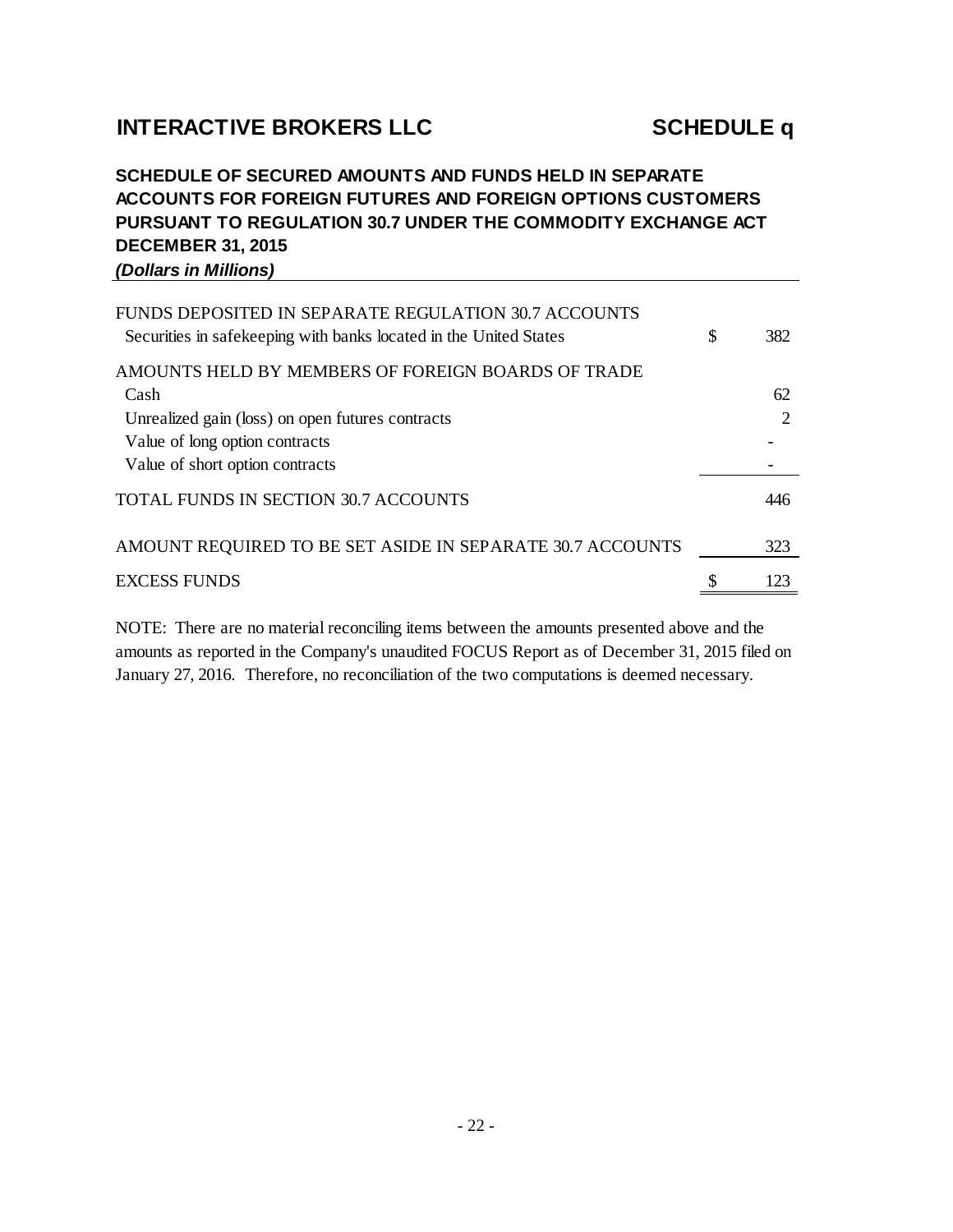## INTERACTIVE BROKERS LLC

## SCHEDULE q

### SCHEDULE OF SECURED AMOUNTS AND FUNDS HELD IN SEPARATE ACCOUNTS FOR FOREIGN FUTURES AND FOREIGN OPTIONS CUSTOMERS PURSUANT TO REGULATION 30.7 UNDER THE COMMODITY EXCHANGE ACT DECEMBER 31, 2015

***(Dollars in Millions)***

| | | |
|---|---|---|
| FUNDS DEPOSITED IN SEPARATE REGULATION 30.7 ACCOUNTS | | |
| Securities in safekeeping with banks located in the United States | $ | 382 |
| AMOUNTS HELD BY MEMBERS OF FOREIGN BOARDS OF TRADE | | |
| Cash | | 62 |
| Unrealized gain (loss) on open futures contracts | | 2 |
| Value of long option contracts | | - |
| Value of short option contracts | | - |
| TOTAL FUNDS IN SECTION 30.7 ACCOUNTS | | 446 |
| AMOUNT REQUIRED TO BE SET ASIDE IN SEPARATE 30.7 ACCOUNTS | | 323 |
| EXCESS FUNDS | $ | 123 |

NOTE: There are no material reconciling items between the amounts presented above and the amounts as reported in the Company's unaudited FOCUS Report as of December 31, 2015 filed on January 27, 2016. Therefore, no reconciliation of the two computations is deemed necessary.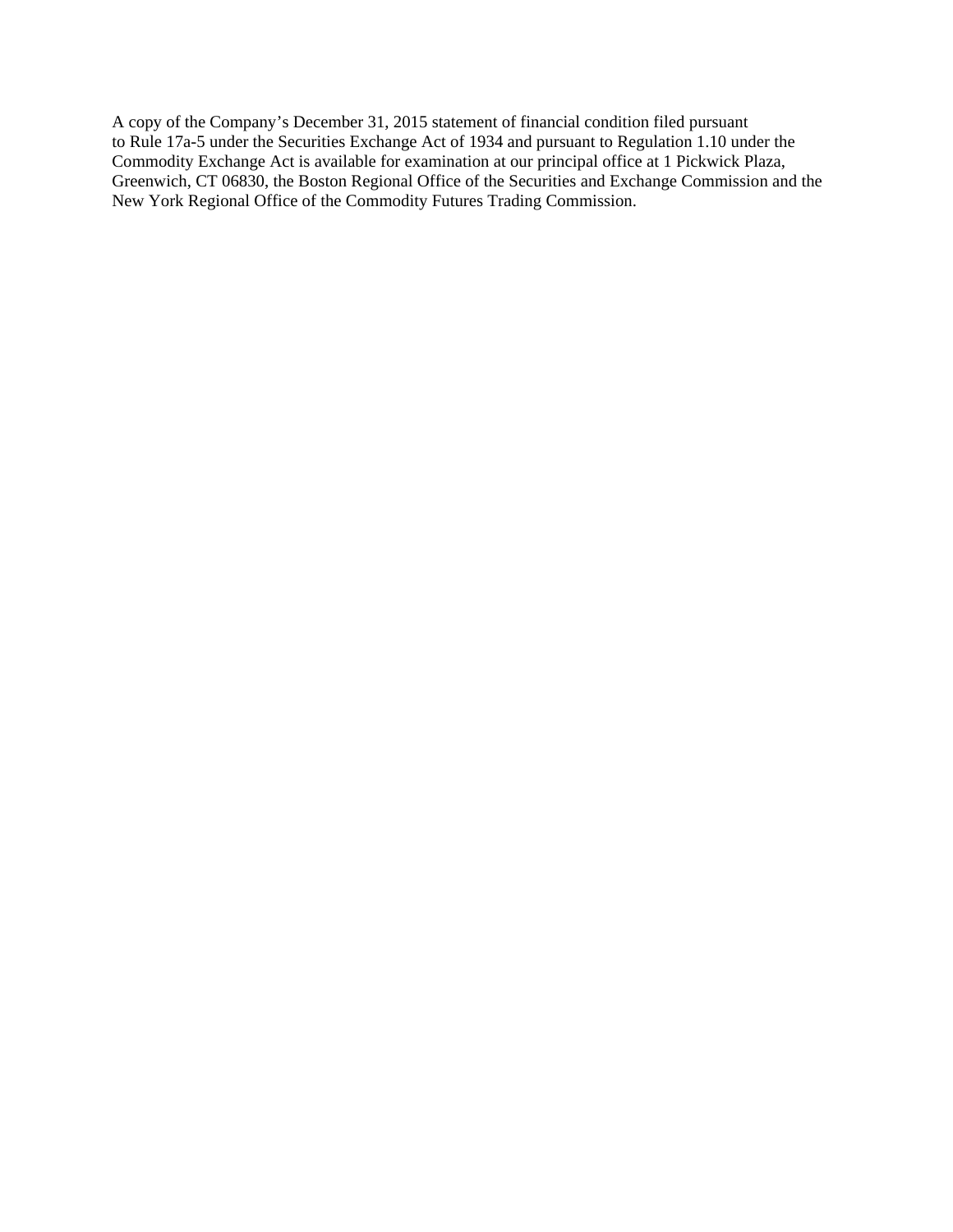A copy of the Company's December 31, 2015 statement of financial condition filed pursuant to Rule 17a-5 under the Securities Exchange Act of 1934 and pursuant to Regulation 1.10 under the Commodity Exchange Act is available for examination at our principal office at 1 Pickwick Plaza, Greenwich, CT 06830, the Boston Regional Office of the Securities and Exchange Commission and the New York Regional Office of the Commodity Futures Trading Commission.